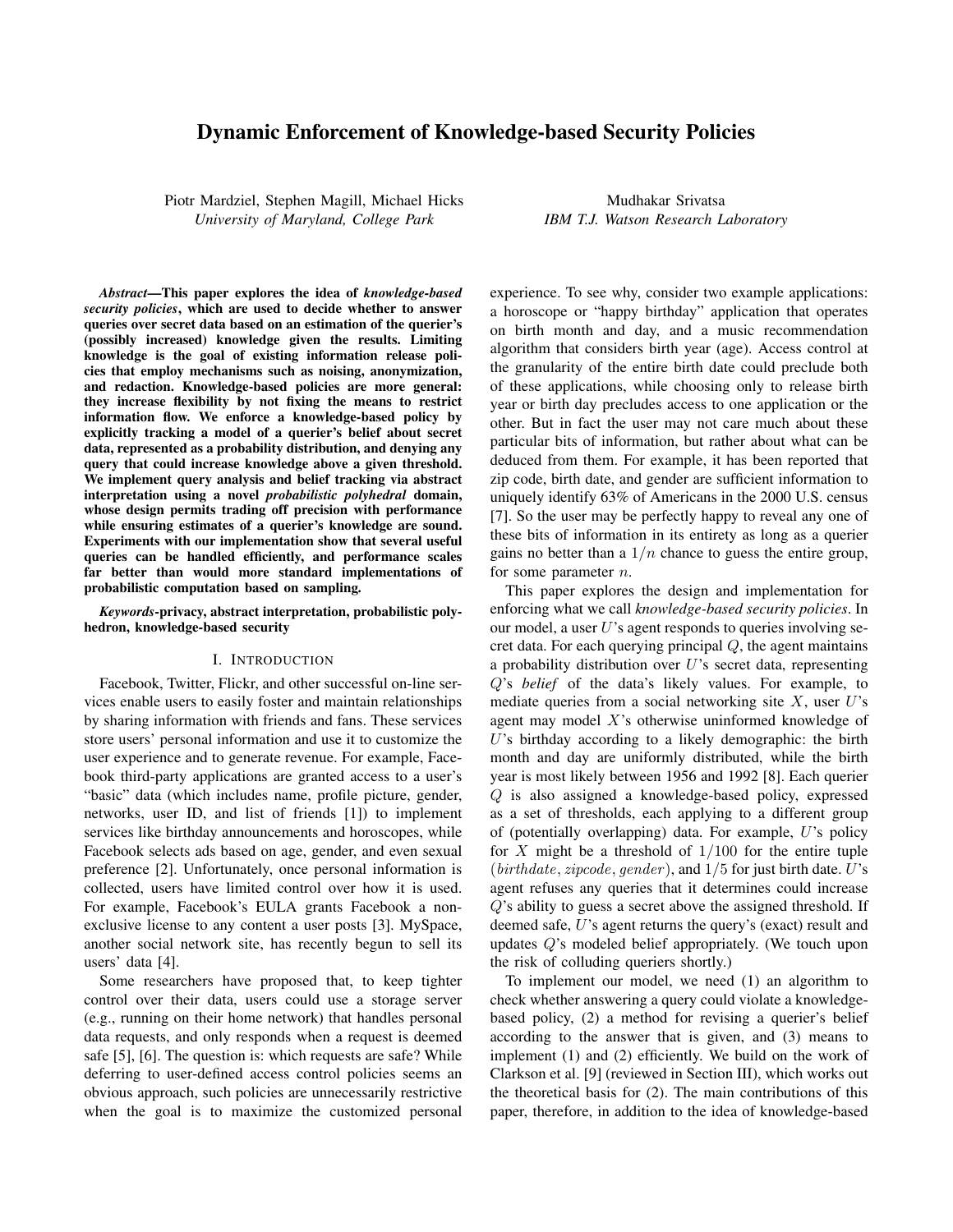# Dynamic Enforcement of Knowledge-based Security Policies

Piotr Mardziel, Stephen Magill, Michael Hicks
*University of Maryland, College Park*

Mudhakar Srivatsa
*IBM T.J. Watson Research Laboratory*

***Abstract*—This paper explores the idea of *knowledge-based security policies*, which are used to decide whether to answer queries over secret data based on an estimation of the querier's (possibly increased) knowledge given the results. Limiting knowledge is the goal of existing information release policies that employ mechanisms such as noising, anonymization, and redaction. Knowledge-based policies are more general: they increase flexibility by not fixing the means to restrict information flow. We enforce a knowledge-based policy by explicitly tracking a model of a querier's belief about secret data, represented as a probability distribution, and denying any query that could increase knowledge above a given threshold. We implement query analysis and belief tracking via abstract interpretation using a novel *probabilistic polyhedral* domain, whose design permits trading off precision with performance while ensuring estimates of a querier's knowledge are sound. Experiments with our implementation show that several useful queries can be handled efficiently, and performance scales far better than would more standard implementations of probabilistic computation based on sampling.**

***Keywords*-privacy, abstract interpretation, probabilistic polyhedron, knowledge-based security**

## I. Introduction

Facebook, Twitter, Flickr, and other successful on-line services enable users to easily foster and maintain relationships by sharing information with friends and fans. These services store users' personal information and use it to customize the user experience and to generate revenue. For example, Facebook third-party applications are granted access to a user's "basic" data (which includes name, profile picture, gender, networks, user ID, and list of friends [1]) to implement services like birthday announcements and horoscopes, while Facebook selects ads based on age, gender, and even sexual preference [2]. Unfortunately, once personal information is collected, users have limited control over how it is used. For example, Facebook's EULA grants Facebook a non-exclusive license to any content a user posts [3]. MySpace, another social network site, has recently begun to sell its users' data [4].

Some researchers have proposed that, to keep tighter control over their data, users could use a storage server (e.g., running on their home network) that handles personal data requests, and only responds when a request is deemed safe [5], [6]. The question is: which requests are safe? While deferring to user-defined access control policies seems an obvious approach, such policies are unnecessarily restrictive when the goal is to maximize the customized personal experience. To see why, consider two example applications: a horoscope or "happy birthday" application that operates on birth month and day, and a music recommendation algorithm that considers birth year (age). Access control at the granularity of the entire birth date could preclude both of these applications, while choosing only to release birth year or birth day precludes access to one application or the other. But in fact the user may not care much about these particular bits of information, but rather about what can be deduced from them. For example, it has been reported that zip code, birth date, and gender are sufficient information to uniquely identify 63% of Americans in the 2000 U.S. census [7]. So the user may be perfectly happy to reveal any one of these bits of information in its entirety as long as a querier gains no better than a $1/n$ chance to guess the entire group, for some parameter $n$.

This paper explores the design and implementation for enforcing what we call *knowledge-based security policies*. In our model, a user $U$'s agent responds to queries involving secret data. For each querying principal $Q$, the agent maintains a probability distribution over $U$'s secret data, representing $Q$'s *belief* of the data's likely values. For example, to mediate queries from a social networking site $X$, user $U$'s agent may model $X$'s otherwise uninformed knowledge of $U$'s birthday according to a likely demographic: the birth month and day are uniformly distributed, while the birth year is most likely between 1956 and 1992 [8]. Each querier $Q$ is also assigned a knowledge-based policy, expressed as a set of thresholds, each applying to a different group of (potentially overlapping) data. For example, $U$'s policy for $X$ might be a threshold of $1/100$ for the entire tuple $(birthdate, zipcode, gender)$, and $1/5$ for just birth date. $U$'s agent refuses any queries that it determines could increase $Q$'s ability to guess a secret above the assigned threshold. If deemed safe, $U$'s agent returns the query's (exact) result and updates $Q$'s modeled belief appropriately. (We touch upon the risk of colluding queriers shortly.)

To implement our model, we need (1) an algorithm to check whether answering a query could violate a knowledge-based policy, (2) a method for revising a querier's belief according to the answer that is given, and (3) means to implement (1) and (2) efficiently. We build on the work of Clarkson et al. [9] (reviewed in Section III), which works out the theoretical basis for (2). The main contributions of this paper, therefore, in addition to the idea of knowledge-based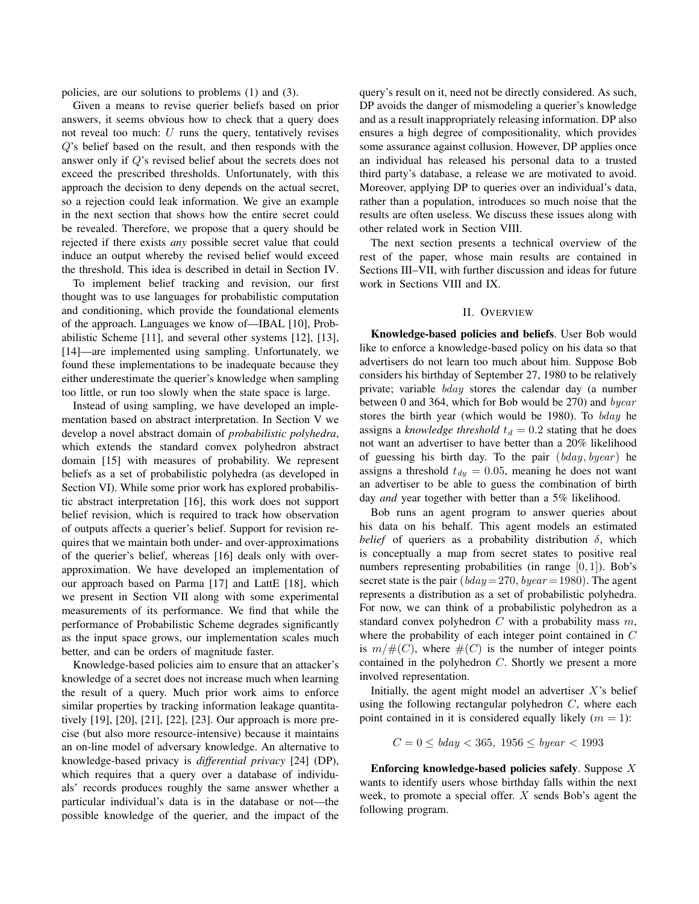policies, are our solutions to problems (1) and (3).

Given a means to revise querier beliefs based on prior answers, it seems obvious how to check that a query does not reveal too much: $U$ runs the query, tentatively revises $Q$'s belief based on the result, and then responds with the answer only if $Q$'s revised belief about the secrets does not exceed the prescribed thresholds. Unfortunately, with this approach the decision to deny depends on the actual secret, so a rejection could leak information. We give an example in the next section that shows how the entire secret could be revealed. Therefore, we propose that a query should be rejected if there exists *any* possible secret value that could induce an output whereby the revised belief would exceed the threshold. This idea is described in detail in Section IV.

To implement belief tracking and revision, our first thought was to use languages for probabilistic computation and conditioning, which provide the foundational elements of the approach. Languages we know of—IBAL [10], Probabilistic Scheme [11], and several other systems [12], [13], [14]—are implemented using sampling. Unfortunately, we found these implementations to be inadequate because they either underestimate the querier's knowledge when sampling too little, or run too slowly when the state space is large.

Instead of using sampling, we have developed an implementation based on abstract interpretation. In Section V we develop a novel abstract domain of *probabilistic polyhedra*, which extends the standard convex polyhedron abstract domain [15] with measures of probability. We represent beliefs as a set of probabilistic polyhedra (as developed in Section VI). While some prior work has explored probabilistic abstract interpretation [16], this work does not support belief revision, which is required to track how observation of outputs affects a querier's belief. Support for revision requires that we maintain both under- and over-approximations of the querier's belief, whereas [16] deals only with over-approximation. We have developed an implementation of our approach based on Parma [17] and LattE [18], which we present in Section VII along with some experimental measurements of its performance. We find that while the performance of Probabilistic Scheme degrades significantly as the input space grows, our implementation scales much better, and can be orders of magnitude faster.

Knowledge-based policies aim to ensure that an attacker's knowledge of a secret does not increase much when learning the result of a query. Much prior work aims to enforce similar properties by tracking information leakage quantitatively [19], [20], [21], [22], [23]. Our approach is more precise (but also more resource-intensive) because it maintains an on-line model of adversary knowledge. An alternative to knowledge-based privacy is *differential privacy* [24] (DP), which requires that a query over a database of individuals' records produces roughly the same answer whether a particular individual's data is in the database or not—the possible knowledge of the querier, and the impact of the query's result on it, need not be directly considered. As such, DP avoids the danger of mismodeling a querier's knowledge and as a result inappropriately releasing information. DP also ensures a high degree of compositionality, which provides some assurance against collusion. However, DP applies once an individual has released his personal data to a trusted third party's database, a release we are motivated to avoid. Moreover, applying DP to queries over an individual's data, rather than a population, introduces so much noise that the results are often useless. We discuss these issues along with other related work in Section VIII.

The next section presents a technical overview of the rest of the paper, whose main results are contained in Sections III–VII, with further discussion and ideas for future work in Sections VIII and IX.

## II. Overview

**Knowledge-based policies and beliefs**. User Bob would like to enforce a knowledge-based policy on his data so that advertisers do not learn too much about him. Suppose Bob considers his birthday of September 27, 1980 to be relatively private; variable $bday$ stores the calendar day (a number between 0 and 364, which for Bob would be 270) and $byear$ stores the birth year (which would be 1980). To $bday$ he assigns a *knowledge threshold* $t_d = 0.2$ stating that he does not want an advertiser to have better than a 20% likelihood of guessing his birth day. To the pair $(bday, byear)$ he assigns a threshold $t_{dy} = 0.05$, meaning he does not want an advertiser to be able to guess the combination of birth day *and* year together with better than a 5% likelihood.

Bob runs an agent program to answer queries about his data on his behalf. This agent models an estimated *belief* of queriers as a probability distribution $\delta$, which is conceptually a map from secret states to positive real numbers representing probabilities (in range $[0, 1]$). Bob's secret state is the pair $(bday = 270, byear = 1980)$. The agent represents a distribution as a set of probabilistic polyhedra. For now, we can think of a probabilistic polyhedron as a standard convex polyhedron $C$ with a probability mass $m$, where the probability of each integer point contained in $C$ is $m/\#(C)$, where $\#(C)$ is the number of integer points contained in the polyhedron $C$. Shortly we present a more involved representation.

Initially, the agent might model an advertiser $X$'s belief using the following rectangular polyhedron $C$, where each point contained in it is considered equally likely ($m = 1$):

$$C = 0 \leq bday < 365,\ 1956 \leq byear < 1993$$

**Enforcing knowledge-based policies safely**. Suppose $X$ wants to identify users whose birthday falls within the next week, to promote a special offer. $X$ sends Bob's agent the following program.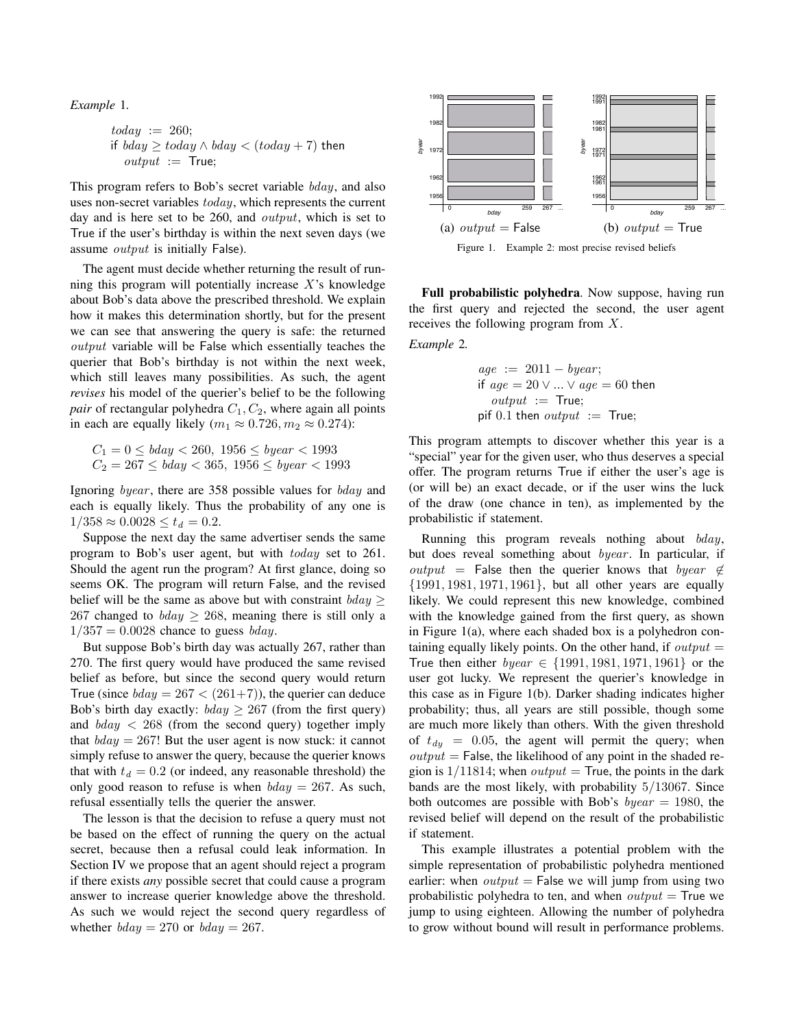*Example* 1.

$$
\begin{aligned}
&today := 260;\\
&\text{if } bday \geq today \wedge bday < (today + 7) \text{ then}\\
&\quad output := \mathsf{True};
\end{aligned}
$$

This program refers to Bob's secret variable $bday$, and also uses non-secret variables $today$, which represents the current day and is here set to be 260, and $output$, which is set to True if the user's birthday is within the next seven days (we assume $output$ is initially False).

The agent must decide whether returning the result of running this program will potentially increase $X$'s knowledge about Bob's data above the prescribed threshold. We explain how it makes this determination shortly, but for the present we can see that answering the query is safe: the returned $output$ variable will be False which essentially teaches the querier that Bob's birthday is not within the next week, which still leaves many possibilities. As such, the agent *revises* his model of the querier's belief to be the following *pair* of rectangular polyhedra $C_1, C_2$, where again all points in each are equally likely ($m_1 \approx 0.726, m_2 \approx 0.274$):

$$
\begin{aligned}
C_1 &= 0 \leq bday < 260,\ 1956 \leq byear < 1993\\
C_2 &= 267 \leq bday < 365,\ 1956 \leq byear < 1993
\end{aligned}
$$

Ignoring $byear$, there are 358 possible values for $bday$ and each is equally likely. Thus the probability of any one is $1/358 \approx 0.0028 \leq t_d = 0.2$.

Suppose the next day the same advertiser sends the same program to Bob's user agent, but with $today$ set to 261. Should the agent run the program? At first glance, doing so seems OK. The program will return False, and the revised belief will be the same as above but with constraint $bday \geq 267$ changed to $bday \geq 268$, meaning there is still only a $1/357 = 0.0028$ chance to guess $bday$.

But suppose Bob's birth day was actually 267, rather than 270. The first query would have produced the same revised belief as before, but since the second query would return True (since $bday = 267 < (261+7)$), the querier can deduce Bob's birth day exactly: $bday \geq 267$ (from the first query) and $bday < 268$ (from the second query) together imply that $bday = 267$! But the user agent is now stuck: it cannot simply refuse to answer the query, because the querier knows that with $t_d = 0.2$ (or indeed, any reasonable threshold) the only good reason to refuse is when $bday = 267$. As such, refusal essentially tells the querier the answer.

The lesson is that the decision to refuse a query must not be based on the effect of running the query on the actual secret, because then a refusal could leak information. In Section IV we propose that an agent should reject a program if there exists *any* possible secret that could cause a program answer to increase querier knowledge above the threshold. As such we would reject the second query regardless of whether $bday = 270$ or $bday = 267$.

(a) $output$ = False (b) $output$ = True

Figure 1. Example 2: most precise revised beliefs

**Full probabilistic polyhedra**. Now suppose, having run the first query and rejected the second, the user agent receives the following program from $X$.

*Example* 2.

$$
\begin{aligned}
&age := 2011 - byear;\\
&\text{if } age = 20 \vee ... \vee age = 60 \text{ then}\\
&\quad output := \mathsf{True};\\
&\text{pif } 0.1 \text{ then } output := \mathsf{True};
\end{aligned}
$$

This program attempts to discover whether this year is a "special" year for the given user, who thus deserves a special offer. The program returns True if either the user's age is (or will be) an exact decade, or if the user wins the luck of the draw (one chance in ten), as implemented by the probabilistic if statement.

Running this program reveals nothing about $bday$, but does reveal something about $byear$. In particular, if $output$ = False then the querier knows that $byear \notin \{1991, 1981, 1971, 1961\}$, but all other years are equally likely. We could represent this new knowledge, combined with the knowledge gained from the first query, as shown in Figure 1(a), where each shaded box is a polyhedron containing equally likely points. On the other hand, if $output$ = True then either $byear \in \{1991, 1981, 1971, 1961\}$ or the user got lucky. We represent the querier's knowledge in this case as in Figure 1(b). Darker shading indicates higher probability; thus, all years are still possible, though some are much more likely than others. With the given threshold of $t_{dy} = 0.05$, the agent will permit the query; when $output$ = False, the likelihood of any point in the shaded region is $1/11814$; when $output$ = True, the points in the dark bands are the most likely, with probability $5/13067$. Since both outcomes are possible with Bob's $byear = 1980$, the revised belief will depend on the result of the probabilistic if statement.

This example illustrates a potential problem with the simple representation of probabilistic polyhedra mentioned earlier: when $output$ = False we will jump from using two probabilistic polyhedra to ten, and when $output$ = True we jump to using eighteen. Allowing the number of polyhedra to grow without bound will result in performance problems.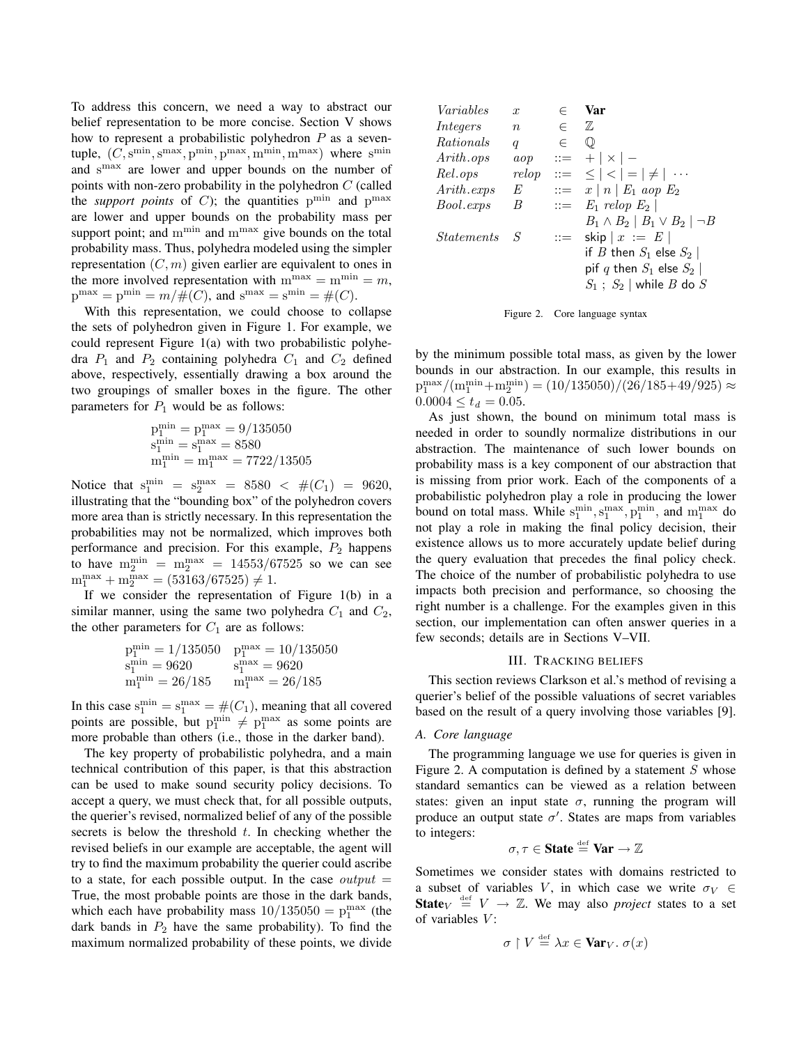To address this concern, we need a way to abstract our belief representation to be more concise. Section V shows how to represent a probabilistic polyhedron $P$ as a seven-tuple, $(C, \mathrm{s}^{\min}, \mathrm{s}^{\max}, \mathrm{p}^{\min}, \mathrm{p}^{\max}, \mathrm{m}^{\min}, \mathrm{m}^{\max})$ where $\mathrm{s}^{\min}$ and $\mathrm{s}^{\max}$ are lower and upper bounds on the number of points with non-zero probability in the polyhedron $C$ (called the *support points* of $C$); the quantities $\mathrm{p}^{\min}$ and $\mathrm{p}^{\max}$ are lower and upper bounds on the probability mass per support point; and $\mathrm{m}^{\min}$ and $\mathrm{m}^{\max}$ give bounds on the total probability mass. Thus, polyhedra modeled using the simpler representation $(C, m)$ given earlier are equivalent to ones in the more involved representation with $\mathrm{m}^{\max} = \mathrm{m}^{\min} = m$, $\mathrm{p}^{\max} = \mathrm{p}^{\min} = m/\#(C)$, and $\mathrm{s}^{\max} = \mathrm{s}^{\min} = \#(C)$.

With this representation, we could choose to collapse the sets of polyhedron given in Figure 1. For example, we could represent Figure 1(a) with two probabilistic polyhedra $P_1$ and $P_2$ containing polyhedra $C_1$ and $C_2$ defined above, respectively, essentially drawing a box around the two groupings of smaller boxes in the figure. The other parameters for $P_1$ would be as follows:

$$\mathrm{p}_1^{\min} = \mathrm{p}_1^{\max} = 9/135050$$
$$\mathrm{s}_1^{\min} = \mathrm{s}_1^{\max} = 8580$$
$$\mathrm{m}_1^{\min} = \mathrm{m}_1^{\max} = 7722/13505$$

Notice that $\mathrm{s}_1^{\min} = \mathrm{s}_2^{\max} = 8580 < \#(C_1) = 9620$, illustrating that the "bounding box" of the polyhedron covers more area than is strictly necessary. In this representation the probabilities may not be normalized, which improves both performance and precision. For this example, $P_2$ happens to have $\mathrm{m}_2^{\min} = \mathrm{m}_2^{\max} = 14553/67525$ so we can see $\mathrm{m}_1^{\max} + \mathrm{m}_2^{\max} = (53163/67525) \neq 1$.

If we consider the representation of Figure 1(b) in a similar manner, using the same two polyhedra $C_1$ and $C_2$, the other parameters for $C_1$ are as follows:

$$\mathrm{p}_1^{\min} = 1/135050 \quad \mathrm{p}_1^{\max} = 10/135050$$
$$\mathrm{s}_1^{\min} = 9620 \quad \mathrm{s}_1^{\max} = 9620$$
$$\mathrm{m}_1^{\min} = 26/185 \quad \mathrm{m}_1^{\max} = 26/185$$

In this case $\mathrm{s}_1^{\min} = \mathrm{s}_1^{\max} = \#(C_1)$, meaning that all covered points are possible, but $\mathrm{p}_1^{\min} \neq \mathrm{p}_1^{\max}$ as some points are more probable than others (i.e., those in the darker band).

The key property of probabilistic polyhedra, and a main technical contribution of this paper, is that this abstraction can be used to make sound security policy decisions. To accept a query, we must check that, for all possible outputs, the querier's revised, normalized belief of any of the possible secrets is below the threshold $t$. In checking whether the revised beliefs in our example are acceptable, the agent will try to find the maximum probability the querier could ascribe to a state, for each possible output. In the case $output =$ True, the most probable points are those in the dark bands, which each have probability mass $10/135050 = \mathrm{p}_1^{\max}$ (the dark bands in $P_2$ have the same probability). To find the maximum normalized probability of these points, we divide by the minimum possible total mass, as given by the lower bounds in our abstraction. In our example, this results in $\mathrm{p}_1^{\max}/(\mathrm{m}_1^{\min}+\mathrm{m}_2^{\min}) = (10/135050)/(26/185+49/925) \approx 0.0004 \leq t_d = 0.05$.

As just shown, the bound on minimum total mass is needed in order to soundly normalize distributions in our abstraction. The maintenance of such lower bounds on probability mass is a key component of our abstraction that is missing from prior work. Each of the components of a probabilistic polyhedron play a role in producing the lower bound on total mass. While $\mathrm{s}_1^{\min}, \mathrm{s}_1^{\max}, \mathrm{p}_1^{\min}$, and $\mathrm{m}_1^{\max}$ do not play a role in making the final policy decision, their existence allows us to more accurately update belief during the query evaluation that precedes the final policy check. The choice of the number of probabilistic polyhedra to use impacts both precision and performance, so choosing the right number is a challenge. For the examples given in this section, our implementation can often answer queries in a few seconds; details are in Sections V–VII.

| | | | |
|---|---|---|---|
| *Variables* | $x$ | $\in$ | **Var** |
| *Integers* | $n$ | $\in$ | $\mathbb{Z}$ |
| *Rationals* | $q$ | $\in$ | $\mathbb{Q}$ |
| *Arith.ops* | *aop* | ::= | $+ \mid \times \mid -$ |
| *Rel.ops* | *relop* | ::= | $\leq \mid < \mid = \mid \neq \mid \cdots$ |
| *Arith.exps* | $E$ | ::= | $x \mid n \mid E_1$ *aop* $E_2$ |
| *Bool.exps* | $B$ | ::= | $E_1$ *relop* $E_2$ $\mid$ $B_1 \wedge B_2 \mid B_1 \vee B_2 \mid \neg B$ |
| *Statements* | $S$ | ::= | skip $\mid$ $x$ := $E$ $\mid$ if $B$ then $S_1$ else $S_2$ $\mid$ pif $q$ then $S_1$ else $S_2$ $\mid$ $S_1$ ; $S_2$ $\mid$ while $B$ do $S$ |

Figure 2. Core language syntax

## III. Tracking beliefs

This section reviews Clarkson et al.'s method of revising a querier's belief of the possible valuations of secret variables based on the result of a query involving those variables [9].

### A. Core language

The programming language we use for queries is given in Figure 2. A computation is defined by a statement $S$ whose standard semantics can be viewed as a relation between states: given an input state $\sigma$, running the program will produce an output state $\sigma'$. States are maps from variables to integers:

$$\sigma, \tau \in \textbf{State} \stackrel{\text{def}}{=} \textbf{Var} \rightarrow \mathbb{Z}$$

Sometimes we consider states with domains restricted to a subset of variables $V$, in which case we write $\sigma_V \in \textbf{State}_V \stackrel{\text{def}}{=} V \rightarrow \mathbb{Z}$. We may also *project* states to a set of variables $V$:

$$\sigma \upharpoonright V \stackrel{\text{def}}{=} \lambda x \in \textbf{Var}_V.\ \sigma(x)$$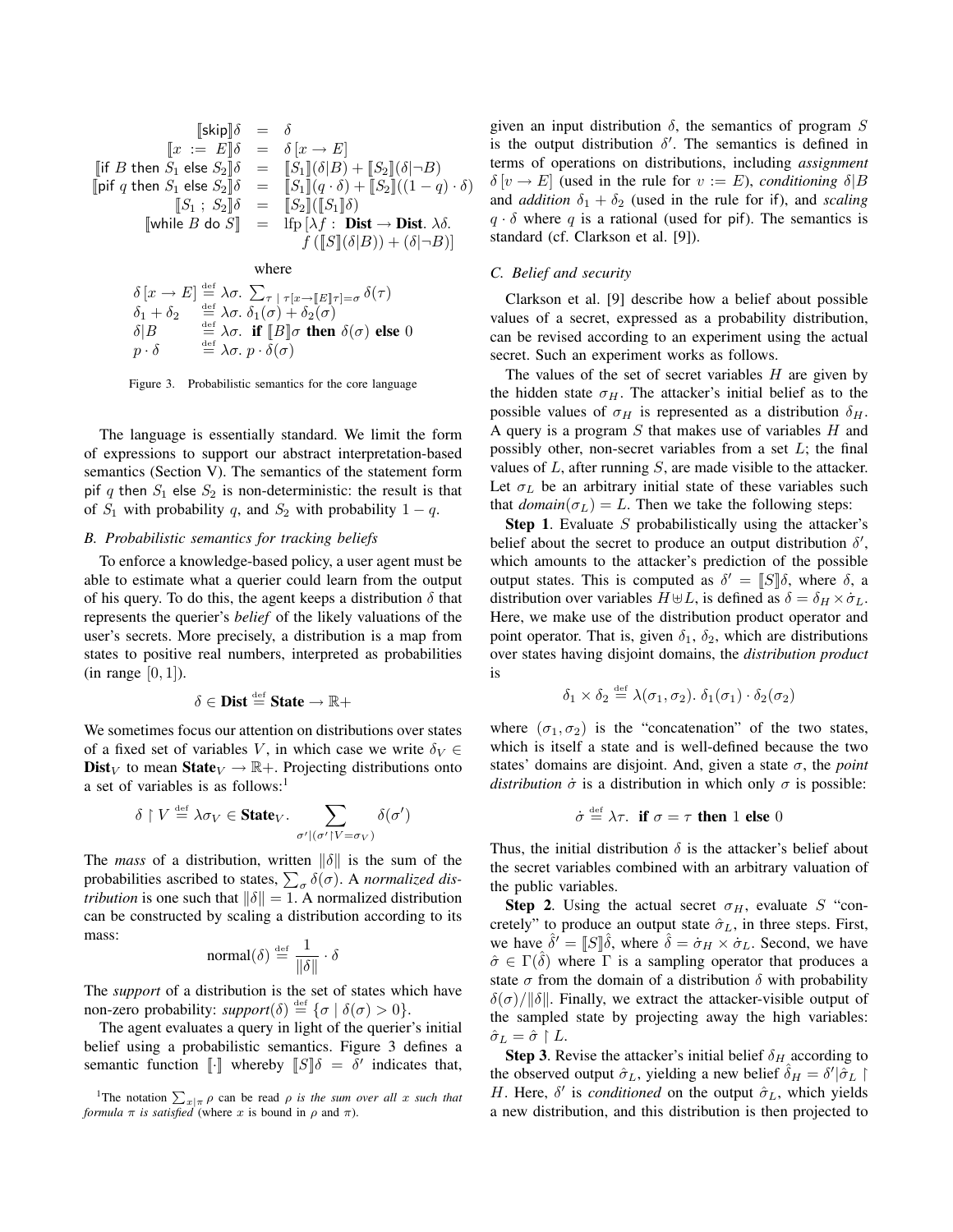$$
\begin{array}{rcl}
[\![\mathsf{skip}]\!]\delta & = & \delta \\
[\![x := E]\!]\delta & = & \delta\,[x \to E] \\
[\![\mathsf{if}\ B\ \mathsf{then}\ S_1\ \mathsf{else}\ S_2]\!]\delta & = & [\![S_1]\!](\delta|B) + [\![S_2]\!](\delta|\neg B) \\
[\![\mathsf{pif}\ q\ \mathsf{then}\ S_1\ \mathsf{else}\ S_2]\!]\delta & = & [\![S_1]\!](q \cdot \delta) + [\![S_2]\!]((1-q)\cdot\delta) \\
[\![S_1\ ;\ S_2]\!]\delta & = & [\![S_2]\!]([\![S_1]\!]\delta) \\
[\![\mathsf{while}\ B\ \mathsf{do}\ S]\!] & = & \mathrm{lfp}\,[\lambda f:\ \mathbf{Dist} \to \mathbf{Dist}.\ \lambda\delta. \\
& & \quad f\,([\![S]\!](\delta|B)) + (\delta|\neg B)]
\end{array}
$$

where

$$
\begin{array}{lcl}
\delta\,[x \to E] & \stackrel{\text{def}}{=} & \lambda\sigma.\ \sum_{\tau\ |\ \tau[x \to [\![E]\!]\tau] = \sigma} \delta(\tau) \\
\delta_1 + \delta_2 & \stackrel{\text{def}}{=} & \lambda\sigma.\ \delta_1(\sigma) + \delta_2(\sigma) \\
\delta|B & \stackrel{\text{def}}{=} & \lambda\sigma.\ \textbf{if}\ [\![B]\!]\sigma\ \textbf{then}\ \delta(\sigma)\ \textbf{else}\ 0 \\
p \cdot \delta & \stackrel{\text{def}}{=} & \lambda\sigma.\ p \cdot \delta(\sigma)
\end{array}
$$

Figure 3. Probabilistic semantics for the core language

The language is essentially standard. We limit the form of expressions to support our abstract interpretation-based semantics (Section V). The semantics of the statement form pif $q$ then $S_1$ else $S_2$ is non-deterministic: the result is that of $S_1$ with probability $q$, and $S_2$ with probability $1-q$.

### B. Probabilistic semantics for tracking beliefs

To enforce a knowledge-based policy, a user agent must be able to estimate what a querier could learn from the output of his query. To do this, the agent keeps a distribution $\delta$ that represents the querier's *belief* of the likely valuations of the user's secrets. More precisely, a distribution is a map from states to positive real numbers, interpreted as probabilities (in range $[0, 1]$).

$$\delta \in \mathbf{Dist} \stackrel{\text{def}}{=} \mathbf{State} \to \mathbb{R}+$$

We sometimes focus our attention on distributions over states of a fixed set of variables $V$, in which case we write $\delta_V \in \mathbf{Dist}_V$ to mean $\mathbf{State}_V \to \mathbb{R}+$. Projecting distributions onto a set of variables is as follows:[1]

$$\delta \upharpoonright V \stackrel{\text{def}}{=} \lambda\sigma_V \in \mathbf{State}_V.\ \sum_{\sigma' | (\sigma' \upharpoonright V = \sigma_V)} \delta(\sigma')$$

The *mass* of a distribution, written $\|\delta\|$ is the sum of the probabilities ascribed to states, $\sum_\sigma \delta(\sigma)$. A *normalized distribution* is one such that $\|\delta\| = 1$. A normalized distribution can be constructed by scaling a distribution according to its mass:

$$\mathrm{normal}(\delta) \stackrel{\text{def}}{=} \frac{1}{\|\delta\|} \cdot \delta$$

The *support* of a distribution is the set of states which have non-zero probability: *support*$(\delta) \stackrel{\text{def}}{=} \{\sigma \mid \delta(\sigma) > 0\}$.

The agent evaluates a query in light of the querier's initial belief using a probabilistic semantics. Figure 3 defines a semantic function $[\![\cdot]\!]$ whereby $[\![S]\!]\delta = \delta'$ indicates that, given an input distribution $\delta$, the semantics of program $S$ is the output distribution $\delta'$. The semantics is defined in terms of operations on distributions, including *assignment* $\delta\,[v \to E]$ (used in the rule for $v := E$), *conditioning* $\delta|B$ and *addition* $\delta_1 + \delta_2$ (used in the rule for if), and *scaling* $q \cdot \delta$ where $q$ is a rational (used for pif). The semantics is standard (cf. Clarkson et al. [9]).

[1] The notation $\sum_{x|\pi} \rho$ can be read $\rho$ *is the sum over all* $x$ *such that formula* $\pi$ *is satisfied* (where $x$ is bound in $\rho$ and $\pi$).

### C. Belief and security

Clarkson et al. [9] describe how a belief about possible values of a secret, expressed as a probability distribution, can be revised according to an experiment using the actual secret. Such an experiment works as follows.

The values of the set of secret variables $H$ are given by the hidden state $\sigma_H$. The attacker's initial belief as to the possible values of $\sigma_H$ is represented as a distribution $\delta_H$. A query is a program $S$ that makes use of variables $H$ and possibly other, non-secret variables from a set $L$; the final values of $L$, after running $S$, are made visible to the attacker. Let $\sigma_L$ be an arbitrary initial state of these variables such that *domain*$(\sigma_L) = L$. Then we take the following steps:

**Step 1**. Evaluate $S$ probabilistically using the attacker's belief about the secret to produce an output distribution $\delta'$, which amounts to the attacker's prediction of the possible output states. This is computed as $\delta' = [\![S]\!]\delta$, where $\delta$, a distribution over variables $H \uplus L$, is defined as $\delta = \delta_H \times \dot{\sigma}_L$. Here, we make use of the distribution product operator and point operator. That is, given $\delta_1$, $\delta_2$, which are distributions over states having disjoint domains, the *distribution product* is

$$\delta_1 \times \delta_2 \stackrel{\text{def}}{=} \lambda(\sigma_1, \sigma_2).\ \delta_1(\sigma_1) \cdot \delta_2(\sigma_2)$$

where $(\sigma_1, \sigma_2)$ is the "concatenation" of the two states, which is itself a state and is well-defined because the two states' domains are disjoint. And, given a state $\sigma$, the *point distribution* $\dot{\sigma}$ is a distribution in which only $\sigma$ is possible:

$$\dot{\sigma} \stackrel{\text{def}}{=} \lambda\tau.\ \textbf{if}\ \sigma = \tau\ \textbf{then}\ 1\ \textbf{else}\ 0$$

Thus, the initial distribution $\delta$ is the attacker's belief about the secret variables combined with an arbitrary valuation of the public variables.

**Step 2**. Using the actual secret $\sigma_H$, evaluate $S$ "concretely" to produce an output state $\hat{\sigma}_L$, in three steps. First, we have $\hat{\delta}' = [\![S]\!]\hat{\delta}$, where $\hat{\delta} = \dot{\sigma}_H \times \dot{\sigma}_L$. Second, we have $\hat{\sigma} \in \Gamma(\hat{\delta})$ where $\Gamma$ is a sampling operator that produces a state $\sigma$ from the domain of a distribution $\delta$ with probability $\delta(\sigma)/\|\delta\|$. Finally, we extract the attacker-visible output of the sampled state by projecting away the high variables: $\hat{\sigma}_L = \hat{\sigma} \upharpoonright L$.

**Step 3**. Revise the attacker's initial belief $\delta_H$ according to the observed output $\hat{\sigma}_L$, yielding a new belief $\hat{\delta}_H = \delta'|\hat{\sigma}_L \upharpoonright H$. Here, $\delta'$ is *conditioned* on the output $\hat{\sigma}_L$, which yields a new distribution, and this distribution is then projected to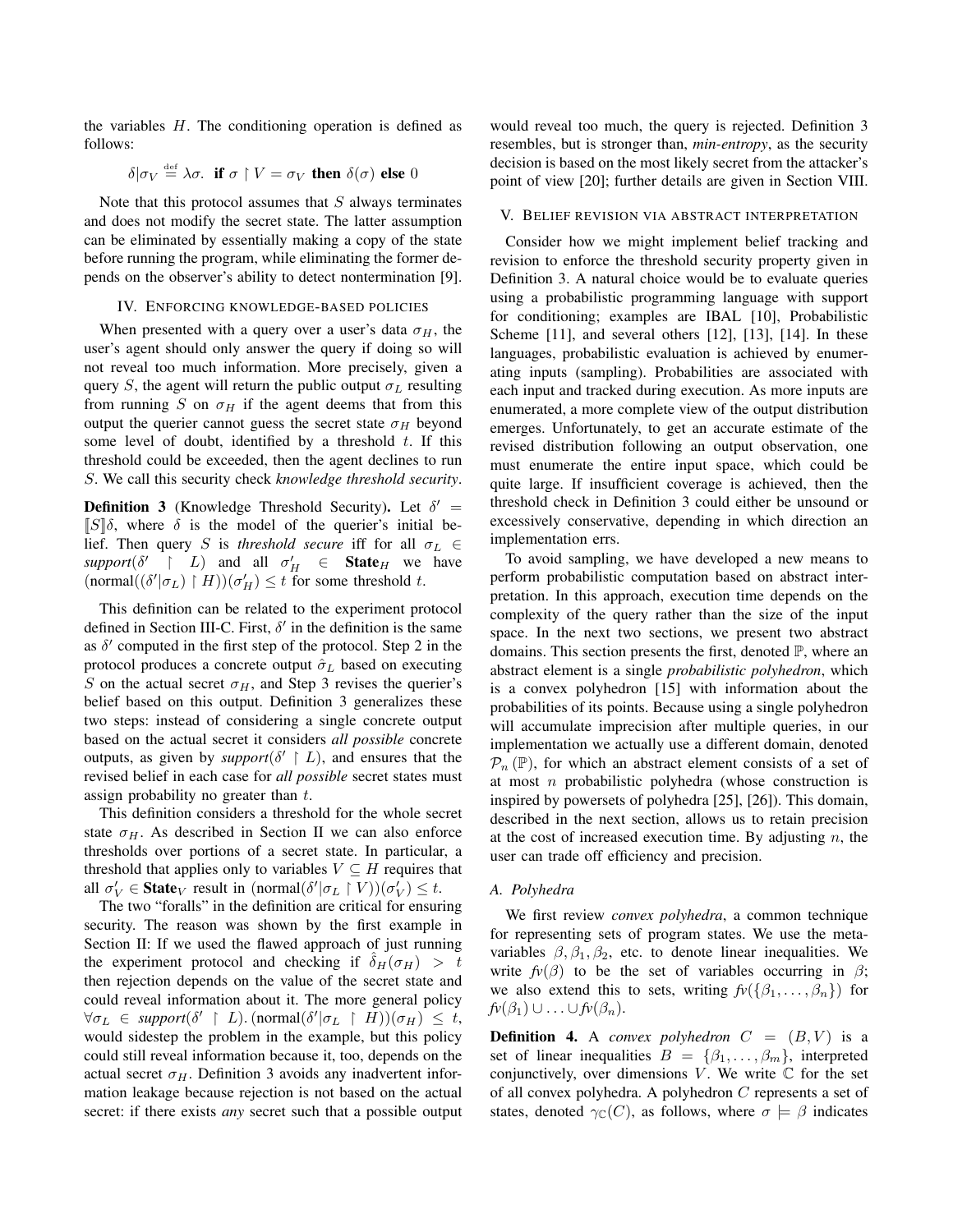the variables $H$. The conditioning operation is defined as follows:

$$\delta|\sigma_V \stackrel{\text{def}}{=} \lambda\sigma.\ \textbf{if}\ \sigma \upharpoonright V = \sigma_V\ \textbf{then}\ \delta(\sigma)\ \textbf{else}\ 0$$

Note that this protocol assumes that $S$ always terminates and does not modify the secret state. The latter assumption can be eliminated by essentially making a copy of the state before running the program, while eliminating the former depends on the observer's ability to detect nontermination [9].

## IV. Enforcing knowledge-based policies

When presented with a query over a user's data $\sigma_H$, the user's agent should only answer the query if doing so will not reveal too much information. More precisely, given a query $S$, the agent will return the public output $\sigma_L$ resulting from running $S$ on $\sigma_H$ if the agent deems that from this output the querier cannot guess the secret state $\sigma_H$ beyond some level of doubt, identified by a threshold $t$. If this threshold could be exceeded, then the agent declines to run $S$. We call this security check *knowledge threshold security*.

**Definition 3** (Knowledge Threshold Security)**.** Let $\delta' = [\![S]\!]\delta$, where $\delta$ is the model of the querier's initial belief. Then query $S$ is *threshold secure* iff for all $\sigma_L \in$ *support*$(\delta' \upharpoonright L)$ and all $\sigma'_H \in \mathbf{State}_H$ we have $(\text{normal}((\delta'|\sigma_L) \upharpoonright H))(\sigma'_H) \leq t$ for some threshold $t$.

This definition can be related to the experiment protocol defined in Section III-C. First, $\delta'$ in the definition is the same as $\delta'$ computed in the first step of the protocol. Step 2 in the protocol produces a concrete output $\hat{\sigma}_L$ based on executing $S$ on the actual secret $\sigma_H$, and Step 3 revises the querier's belief based on this output. Definition 3 generalizes these two steps: instead of considering a single concrete output based on the actual secret it considers *all possible* concrete outputs, as given by *support*$(\delta' \upharpoonright L)$, and ensures that the revised belief in each case for *all possible* secret states must assign probability no greater than $t$.

This definition considers a threshold for the whole secret state $\sigma_H$. As described in Section II we can also enforce thresholds over portions of a secret state. In particular, a threshold that applies only to variables $V \subseteq H$ requires that all $\sigma'_V \in \mathbf{State}_V$ result in $(\text{normal}(\delta'|\sigma_L \upharpoonright V))(\sigma'_V) \leq t$.

The two "foralls" in the definition are critical for ensuring security. The reason was shown by the first example in Section II: If we used the flawed approach of just running the experiment protocol and checking if $\hat{\delta}_H(\sigma_H) > t$ then rejection depends on the value of the secret state and could reveal information about it. The more general policy $\forall \sigma_L \in$ *support*$(\delta' \upharpoonright L).\ (\text{normal}(\delta'|\sigma_L \upharpoonright H))(\sigma_H) \leq t$, would sidestep the problem in the example, but this policy could still reveal information because it, too, depends on the actual secret $\sigma_H$. Definition 3 avoids any inadvertent information leakage because rejection is not based on the actual secret: if there exists *any* secret such that a possible output would reveal too much, the query is rejected. Definition 3 resembles, but is stronger than, *min-entropy*, as the security decision is based on the most likely secret from the attacker's point of view [20]; further details are given in Section VIII.

## V. Belief revision via abstract interpretation

Consider how we might implement belief tracking and revision to enforce the threshold security property given in Definition 3. A natural choice would be to evaluate queries using a probabilistic programming language with support for conditioning; examples are IBAL [10], Probabilistic Scheme [11], and several others [12], [13], [14]. In these languages, probabilistic evaluation is achieved by enumerating inputs (sampling). Probabilities are associated with each input and tracked during execution. As more inputs are enumerated, a more complete view of the output distribution emerges. Unfortunately, to get an accurate estimate of the revised distribution following an output observation, one must enumerate the entire input space, which could be quite large. If insufficient coverage is achieved, then the threshold check in Definition 3 could either be unsound or excessively conservative, depending in which direction an implementation errs.

To avoid sampling, we have developed a new means to perform probabilistic computation based on abstract interpretation. In this approach, execution time depends on the complexity of the query rather than the size of the input space. In the next two sections, we present two abstract domains. This section presents the first, denoted $\mathbb{P}$, where an abstract element is a single *probabilistic polyhedron*, which is a convex polyhedron [15] with information about the probabilities of its points. Because using a single polyhedron will accumulate imprecision after multiple queries, in our implementation we actually use a different domain, denoted $\mathcal{P}_n(\mathbb{P})$, for which an abstract element consists of a set of at most $n$ probabilistic polyhedra (whose construction is inspired by powersets of polyhedra [25], [26]). This domain, described in the next section, allows us to retain precision at the cost of increased execution time. By adjusting $n$, the user can trade off efficiency and precision.

### A. Polyhedra

We first review *convex polyhedra*, a common technique for representing sets of program states. We use the meta-variables $\beta, \beta_1, \beta_2$, etc. to denote linear inequalities. We write $fv(\beta)$ to be the set of variables occurring in $\beta$; we also extend this to sets, writing $fv(\{\beta_1, \ldots, \beta_n\})$ for $fv(\beta_1) \cup \ldots \cup fv(\beta_n)$.

**Definition 4.** A *convex polyhedron* $C = (B, V)$ is a set of linear inequalities $B = \{\beta_1, \ldots, \beta_m\}$, interpreted conjunctively, over dimensions $V$. We write $\mathbb{C}$ for the set of all convex polyhedra. A polyhedron $C$ represents a set of states, denoted $\gamma_{\mathbb{C}}(C)$, as follows, where $\sigma \models \beta$ indicates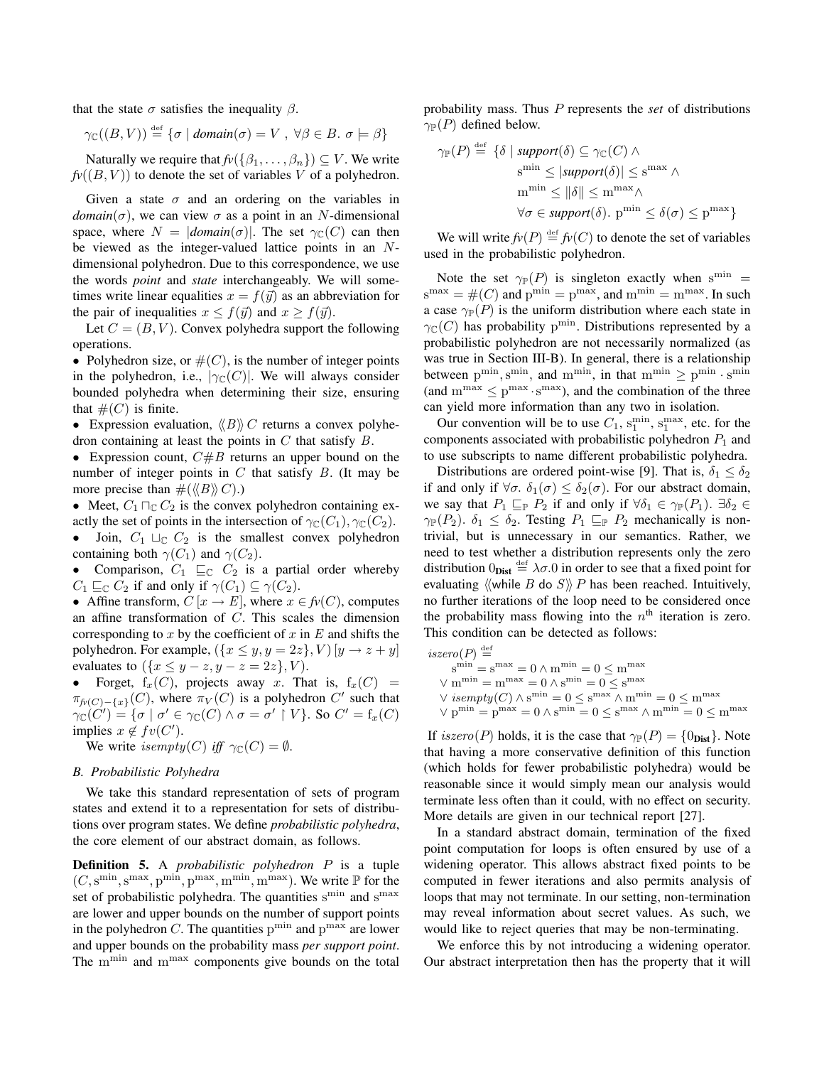that the state $\sigma$ satisfies the inequality $\beta$.

$$\gamma_{\mathbb{C}}((B,V)) \stackrel{\text{def}}{=} \{\sigma \mid \mathit{domain}(\sigma) = V \;,\; \forall \beta \in B.\ \sigma \models \beta\}$$

Naturally we require that $\mathit{fv}(\{\beta_1, \ldots, \beta_n\}) \subseteq V$. We write $\mathit{fv}((B,V))$ to denote the set of variables $V$ of a polyhedron.

Given a state $\sigma$ and an ordering on the variables in $\mathit{domain}(\sigma)$, we can view $\sigma$ as a point in an $N$-dimensional space, where $N = |\mathit{domain}(\sigma)|$. The set $\gamma_{\mathbb{C}}(C)$ can then be viewed as the integer-valued lattice points in an $N$-dimensional polyhedron. Due to this correspondence, we use the words *point* and *state* interchangeably. We will sometimes write linear equalities $x = f(\vec{y})$ as an abbreviation for the pair of inequalities $x \leq f(\vec{y})$ and $x \geq f(\vec{y})$.

Let $C = (B, V)$. Convex polyhedra support the following operations.

- Polyhedron size, or $\#(C)$, is the number of integer points in the polyhedron, i.e., $|\gamma_{\mathbb{C}}(C)|$. We will always consider bounded polyhedra when determining their size, ensuring that $\#(C)$ is finite.
- Expression evaluation, $\langle\!\langle B \rangle\!\rangle\, C$ returns a convex polyhedron containing at least the points in $C$ that satisfy $B$.
- Expression count, $C \# B$ returns an upper bound on the number of integer points in $C$ that satisfy $B$. (It may be more precise than $\#(\langle\!\langle B \rangle\!\rangle\, C)$.)
- Meet, $C_1 \sqcap_{\mathbb{C}} C_2$ is the convex polyhedron containing exactly the set of points in the intersection of $\gamma_{\mathbb{C}}(C_1), \gamma_{\mathbb{C}}(C_2)$.
- Join, $C_1 \sqcup_{\mathbb{C}} C_2$ is the smallest convex polyhedron containing both $\gamma(C_1)$ and $\gamma(C_2)$.
- Comparison, $C_1 \sqsubseteq_{\mathbb{C}} C_2$ is a partial order whereby $C_1 \sqsubseteq_{\mathbb{C}} C_2$ if and only if $\gamma(C_1) \subseteq \gamma(C_2)$.
- Affine transform, $C\,[x \to E]$, where $x \in \mathit{fv}(C)$, computes an affine transformation of $C$. This scales the dimension corresponding to $x$ by the coefficient of $x$ in $E$ and shifts the polyhedron. For example, $(\{x \leq y, y = 2z\}, V)\,[y \to z + y]$ evaluates to $(\{x \leq y - z, y - z = 2z\}, V)$.
- Forget, $\mathrm{f}_x(C)$, projects away $x$. That is, $\mathrm{f}_x(C) = \pi_{\mathit{fv}(C) - \{x\}}(C)$, where $\pi_V(C)$ is a polyhedron $C'$ such that $\gamma_{\mathbb{C}}(C') = \{\sigma \mid \sigma' \in \gamma_{\mathbb{C}}(C) \wedge \sigma = \sigma' \upharpoonright V\}$. So $C' = \mathrm{f}_x(C)$ implies $x \notin \mathit{fv}(C')$.

We write $\mathit{isempty}(C)$ *iff* $\gamma_{\mathbb{C}}(C) = \emptyset$.

### B. Probabilistic Polyhedra

We take this standard representation of sets of program states and extend it to a representation for sets of distributions over program states. We define *probabilistic polyhedra*, the core element of our abstract domain, as follows.

**Definition 5.** A *probabilistic polyhedron* $P$ is a tuple $(C, \mathrm{s}^{\min}, \mathrm{s}^{\max}, \mathrm{p}^{\min}, \mathrm{p}^{\max}, \mathrm{m}^{\min}, \mathrm{m}^{\max})$. We write $\mathbb{P}$ for the set of probabilistic polyhedra. The quantities $\mathrm{s}^{\min}$ and $\mathrm{s}^{\max}$ are lower and upper bounds on the number of support points in the polyhedron $C$. The quantities $\mathrm{p}^{\min}$ and $\mathrm{p}^{\max}$ are lower and upper bounds on the probability mass *per support point*. The $\mathrm{m}^{\min}$ and $\mathrm{m}^{\max}$ components give bounds on the total probability mass. Thus $P$ represents the *set* of distributions $\gamma_{\mathbb{P}}(P)$ defined below.

$$\begin{aligned}
\gamma_{\mathbb{P}}(P) \stackrel{\text{def}}{=} \{\delta \mid\ & \mathit{support}(\delta) \subseteq \gamma_{\mathbb{C}}(C) \wedge \\
& \mathrm{s}^{\min} \leq |\mathit{support}(\delta)| \leq \mathrm{s}^{\max} \wedge \\
& \mathrm{m}^{\min} \leq \|\delta\| \leq \mathrm{m}^{\max} \wedge \\
& \forall \sigma \in \mathit{support}(\delta).\ \mathrm{p}^{\min} \leq \delta(\sigma) \leq \mathrm{p}^{\max}\}
\end{aligned}$$

We will write $\mathit{fv}(P) \stackrel{\text{def}}{=} \mathit{fv}(C)$ to denote the set of variables used in the probabilistic polyhedron.

Note the set $\gamma_{\mathbb{P}}(P)$ is singleton exactly when $\mathrm{s}^{\min} = \mathrm{s}^{\max} = \#(C)$ and $\mathrm{p}^{\min} = \mathrm{p}^{\max}$, and $\mathrm{m}^{\min} = \mathrm{m}^{\max}$. In such a case $\gamma_{\mathbb{P}}(P)$ is the uniform distribution where each state in $\gamma_{\mathbb{C}}(C)$ has probability $\mathrm{p}^{\min}$. Distributions represented by a probabilistic polyhedron are not necessarily normalized (as was true in Section III-B). In general, there is a relationship between $\mathrm{p}^{\min}, \mathrm{s}^{\min}$, and $\mathrm{m}^{\min}$, in that $\mathrm{m}^{\min} \geq \mathrm{p}^{\min} \cdot \mathrm{s}^{\min}$ (and $\mathrm{m}^{\max} \leq \mathrm{p}^{\max} \cdot \mathrm{s}^{\max}$), and the combination of the three can yield more information than any two in isolation.

Our convention will be to use $C_1$, $\mathrm{s}_1^{\min}$, $\mathrm{s}_1^{\max}$, etc. for the components associated with probabilistic polyhedron $P_1$ and to use subscripts to name different probabilistic polyhedra.

Distributions are ordered point-wise [9]. That is, $\delta_1 \leq \delta_2$ if and only if $\forall \sigma.\ \delta_1(\sigma) \leq \delta_2(\sigma)$. For our abstract domain, we say that $P_1 \sqsubseteq_{\mathbb{P}} P_2$ if and only if $\forall \delta_1 \in \gamma_{\mathbb{P}}(P_1).\ \exists \delta_2 \in \gamma_{\mathbb{P}}(P_2).\ \delta_1 \leq \delta_2$. Testing $P_1 \sqsubseteq_{\mathbb{P}} P_2$ mechanically is non-trivial, but is unnecessary in our semantics. Rather, we need to test whether a distribution represents only the zero distribution $0_{\mathbf{Dist}} \stackrel{\text{def}}{=} \lambda\sigma.0$ in order to see that a fixed point for evaluating $\langle\!\langle \mathsf{while}\ B\ \mathsf{do}\ S \rangle\!\rangle\, P$ has been reached. Intuitively, no further iterations of the loop need to be considered once the probability mass flowing into the $n^{\text{th}}$ iteration is zero. This condition can be detected as follows:

$$\begin{aligned}
&\mathit{iszero}(P) \stackrel{\text{def}}{=} \\
&\quad \mathrm{s}^{\min} = \mathrm{s}^{\max} = 0 \wedge \mathrm{m}^{\min} = 0 \leq \mathrm{m}^{\max} \\
&\vee\ \mathrm{m}^{\min} = \mathrm{m}^{\max} = 0 \wedge \mathrm{s}^{\min} = 0 \leq \mathrm{s}^{\max} \\
&\vee\ \mathit{isempty}(C) \wedge \mathrm{s}^{\min} = 0 \leq \mathrm{s}^{\max} \wedge \mathrm{m}^{\min} = 0 \leq \mathrm{m}^{\max} \\
&\vee\ \mathrm{p}^{\min} = \mathrm{p}^{\max} = 0 \wedge \mathrm{s}^{\min} = 0 \leq \mathrm{s}^{\max} \wedge \mathrm{m}^{\min} = 0 \leq \mathrm{m}^{\max}
\end{aligned}$$

If $\mathit{iszero}(P)$ holds, it is the case that $\gamma_{\mathbb{P}}(P) = \{0_{\mathbf{Dist}}\}$. Note that having a more conservative definition of this function (which holds for fewer probabilistic polyhedra) would be reasonable since it would simply mean our analysis would terminate less often than it could, with no effect on security. More details are given in our technical report [27].

In a standard abstract domain, termination of the fixed point computation for loops is often ensured by use of a widening operator. This allows abstract fixed points to be computed in fewer iterations and also permits analysis of loops that may not terminate. In our setting, non-termination may reveal information about secret values. As such, we would like to reject queries that may be non-terminating.

We enforce this by not introducing a widening operator. Our abstract interpretation then has the property that it will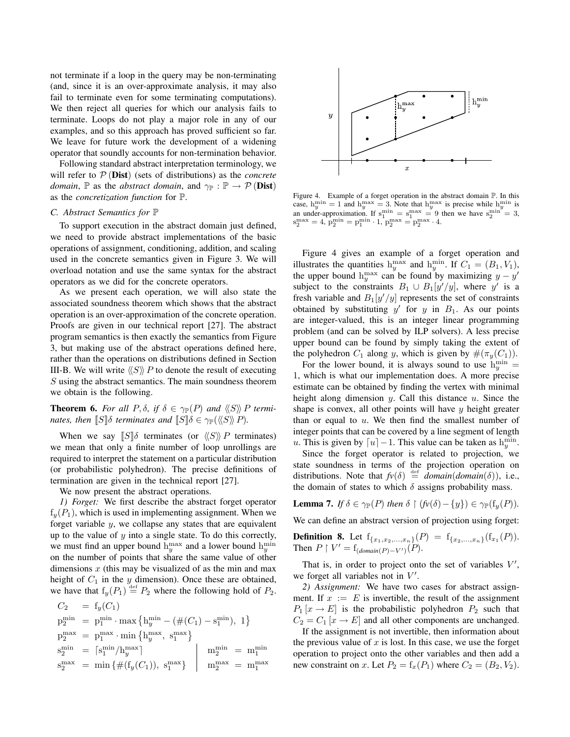not terminate if a loop in the query may be non-terminating (and, since it is an over-approximate analysis, it may also fail to terminate even for some terminating computations). We then reject all queries for which our analysis fails to terminate. Loops do not play a major role in any of our examples, and so this approach has proved sufficient so far. We leave for future work the development of a widening operator that soundly accounts for non-termination behavior.

Following standard abstract interpretation terminology, we will refer to $\mathcal{P}(\mathbf{Dist})$ (sets of distributions) as the *concrete domain*, $\mathbb{P}$ as the *abstract domain*, and $\gamma_{\mathbb{P}} : \mathbb{P} \rightarrow \mathcal{P}(\mathbf{Dist})$ as the *concretization function* for $\mathbb{P}$.

### C. Abstract Semantics for $\mathbb{P}$

To support execution in the abstract domain just defined, we need to provide abstract implementations of the basic operations of assignment, conditioning, addition, and scaling used in the concrete semantics given in Figure 3. We will overload notation and use the same syntax for the abstract operators as we did for the concrete operators.

As we present each operation, we will also state the associated soundness theorem which shows that the abstract operation is an over-approximation of the concrete operation. Proofs are given in our technical report [27]. The abstract program semantics is then exactly the semantics from Figure 3, but making use of the abstract operations defined here, rather than the operations on distributions defined in Section III-B. We will write $\langle\!\langle S \rangle\!\rangle P$ to denote the result of executing $S$ using the abstract semantics. The main soundness theorem we obtain is the following.

**Theorem 6.** *For all $P, \delta$, if $\delta \in \gamma_{\mathbb{P}}(P)$ and $\langle\!\langle S \rangle\!\rangle P$ terminates, then $[\![S]\!]\delta$ terminates and $[\![S]\!]\delta \in \gamma_{\mathbb{P}}(\langle\!\langle S \rangle\!\rangle P)$.*

When we say $[\![S]\!]\delta$ terminates (or $\langle\!\langle S \rangle\!\rangle P$ terminates) we mean that only a finite number of loop unrollings are required to interpret the statement on a particular distribution (or probabilistic polyhedron). The precise definitions of termination are given in the technical report [27].

We now present the abstract operations.

*1) Forget:* We first describe the abstract forget operator $f_y(P_1)$, which is used in implementing assignment. When we forget variable $y$, we collapse any states that are equivalent up to the value of $y$ into a single state. To do this correctly, we must find an upper bound $h_y^{\max}$ and a lower bound $h_y^{\min}$ on the number of points that share the same value of other dimensions $x$ (this may be visualized of as the min and max height of $C_1$ in the $y$ dimension). Once these are obtained, we have that $f_y(P_1) \stackrel{\text{def}}{=} P_2$ where the following hold of $P_2$.

$$
\begin{aligned}
C_2 &= f_y(C_1) \\
p_2^{\min} &= p_1^{\min} \cdot \max\left\{h_y^{\min} - (\#(C_1) - s_1^{\min}),\ 1\right\} \\
p_2^{\max} &= p_1^{\max} \cdot \min\left\{h_y^{\max},\ s_1^{\max}\right\} \\
s_2^{\min} &= \lceil s_1^{\min} / h_y^{\max} \rceil \qquad\qquad m_2^{\min} = m_1^{\min} \\
s_2^{\max} &= \min\left\{\#(f_y(C_1)),\ s_1^{\max}\right\} \qquad m_2^{\max} = m_1^{\max}
\end{aligned}
$$

Figure 4. Example of a forget operation in the abstract domain $\mathbb{P}$. In this case, $h_y^{\min} = 1$ and $h_y^{\max} = 3$. Note that $h_y^{\max}$ is precise while $h_y^{\min}$ is an under-approximation. If $s_1^{\min} = s_1^{\max} = 9$ then we have $s_2^{\min} = 3$, $s_2^{\max} = 4$, $p_2^{\min} = p_1^{\min} \cdot 1$, $p_2^{\max} = p_2^{\max} \cdot 4$.

Figure 4 gives an example of a forget operation and illustrates the quantities $h_y^{\max}$ and $h_y^{\min}$. If $C_1 = (B_1, V_1)$, the upper bound $h_y^{\max}$ can be found by maximizing $y - y'$ subject to the constraints $B_1 \cup B_1[y'/y]$, where $y'$ is a fresh variable and $B_1[y'/y]$ represents the set of constraints obtained by substituting $y'$ for $y$ in $B_1$. As our points are integer-valued, this is an integer linear programming problem (and can be solved by ILP solvers). A less precise upper bound can be found by simply taking the extent of the polyhedron $C_1$ along $y$, which is given by $\#(\pi_y(C_1))$.

For the lower bound, it is always sound to use $h_y^{\min} = 1$, which is what our implementation does. A more precise estimate can be obtained by finding the vertex with minimal height along dimension $y$. Call this distance $u$. Since the shape is convex, all other points will have $y$ height greater than or equal to $u$. We then find the smallest number of integer points that can be covered by a line segment of length $u$. This is given by $\lceil u \rceil - 1$. This value can be taken as $h_y^{\min}$.

Since the forget operator is related to projection, we state soundness in terms of the projection operation on distributions. Note that $fv(\delta) \stackrel{\text{def}}{=} domain(domain(\delta))$, i.e., the domain of states to which $\delta$ assigns probability mass.

**Lemma 7.** *If $\delta \in \gamma_{\mathbb{P}}(P)$ then $\delta \upharpoonright (fv(\delta) - \{y\}) \in \gamma_{\mathbb{P}}(f_y(P))$.*

We can define an abstract version of projection using forget:

**Definition 8.** Let $f_{\{x_1, x_2, \ldots, x_n\}}(P) = f_{\{x_2, \ldots, x_n\}}(f_{x_1}(P))$. Then $P \upharpoonright V' = f_{(domain(P) - V')}(P)$.

That is, in order to project onto the set of variables $V'$, we forget all variables not in $V'$.

*2) Assignment:* We have two cases for abstract assignment. If $x := E$ is invertible, the result of the assignment $P_1\,[x \rightarrow E]$ is the probabilistic polyhedron $P_2$ such that $C_2 = C_1\,[x \rightarrow E]$ and all other components are unchanged.

If the assignment is not invertible, then information about the previous value of $x$ is lost. In this case, we use the forget operation to project onto the other variables and then add a new constraint on $x$. Let $P_2 = f_x(P_1)$ where $C_2 = (B_2, V_2)$.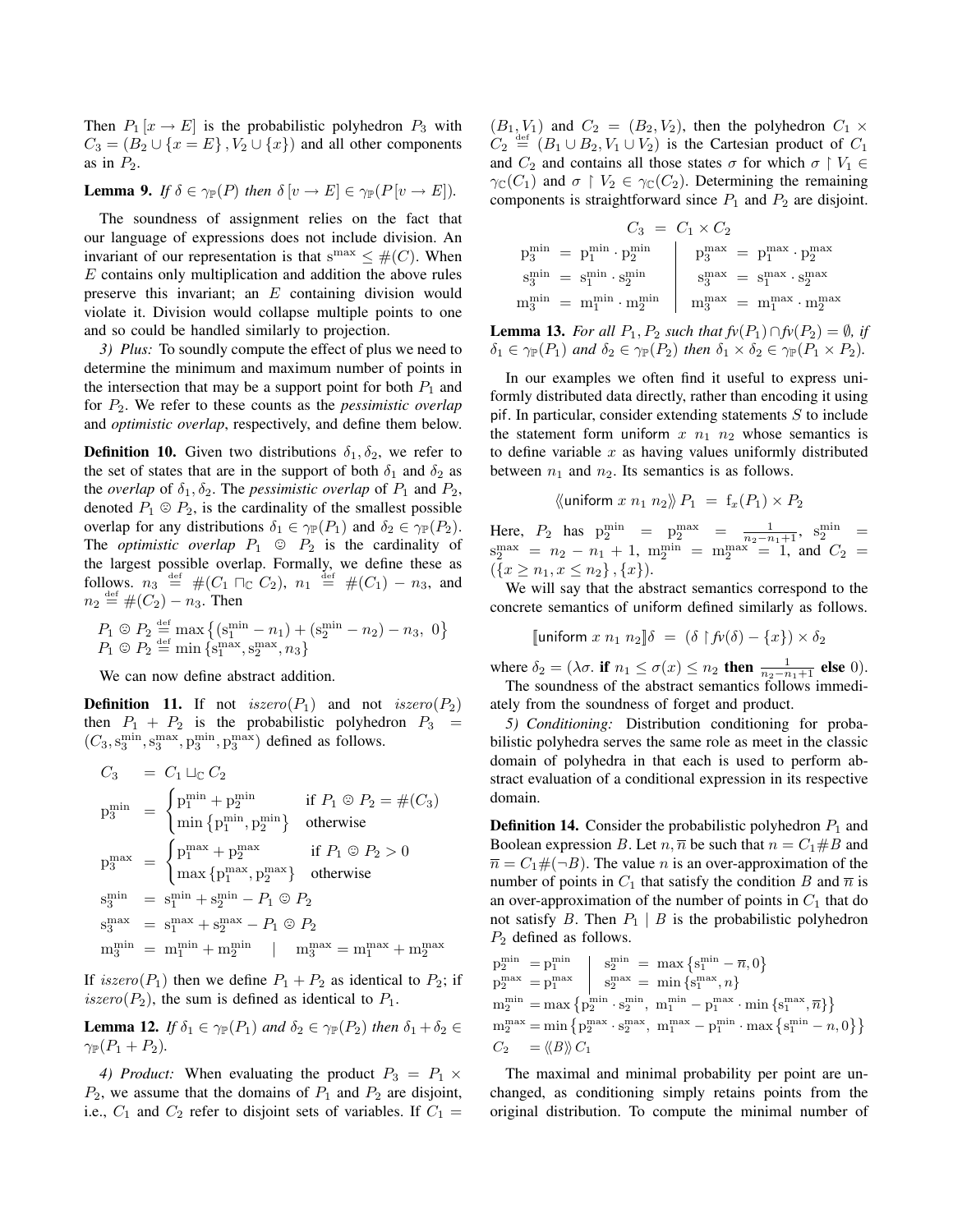Then $P_1 [x \rightarrow E]$ is the probabilistic polyhedron $P_3$ with $C_3 = (B_2 \cup \{x = E\}, V_2 \cup \{x\})$ and all other components as in $P_2$.

**Lemma 9.** *If $\delta \in \gamma_{\mathbb{P}}(P)$ then $\delta [v \rightarrow E] \in \gamma_{\mathbb{P}}(P[v \rightarrow E])$.*

The soundness of assignment relies on the fact that our language of expressions does not include division. An invariant of our representation is that $\mathrm{s}^{\max} \leq \#(C)$. When $E$ contains only multiplication and addition the above rules preserve this invariant; an $E$ containing division would violate it. Division would collapse multiple points to one and so could be handled similarly to projection.

*3) Plus:* To soundly compute the effect of plus we need to determine the minimum and maximum number of points in the intersection that may be a support point for both $P_1$ and for $P_2$. We refer to these counts as the *pessimistic overlap* and *optimistic overlap*, respectively, and define them below.

**Definition 10.** Given two distributions $\delta_1, \delta_2$, we refer to the set of states that are in the support of both $\delta_1$ and $\delta_2$ as the *overlap* of $\delta_1, \delta_2$. The *pessimistic overlap* of $P_1$ and $P_2$, denoted $P_1 ☹ P_2$, is the cardinality of the smallest possible overlap for any distributions $\delta_1 \in \gamma_{\mathbb{P}}(P_1)$ and $\delta_2 \in \gamma_{\mathbb{P}}(P_2)$. The *optimistic overlap* $P_1 ☺ P_2$ is the cardinality of the largest possible overlap. Formally, we define these as follows. $n_3 \stackrel{\text{def}}{=} \#(C_1 \sqcap_{\mathbb{C}} C_2)$, $n_1 \stackrel{\text{def}}{=} \#(C_1) - n_3$, and $n_2 \stackrel{\text{def}}{=} \#(C_2) - n_3$. Then

$$P_1 ☹ P_2 \stackrel{\text{def}}{=} \max\left\{(\mathrm{s}_1^{\min} - n_1) + (\mathrm{s}_2^{\min} - n_2) - n_3,\ 0\right\}$$
$$P_1 ☺ P_2 \stackrel{\text{def}}{=} \min\left\{\mathrm{s}_1^{\max}, \mathrm{s}_2^{\max}, n_3\right\}$$

We can now define abstract addition.

**Definition 11.** If not $iszero(P_1)$ and not $iszero(P_2)$ then $P_1 + P_2$ is the probabilistic polyhedron $P_3 = (C_3, \mathrm{s}_3^{\min}, \mathrm{s}_3^{\max}, \mathrm{p}_3^{\min}, \mathrm{p}_3^{\max})$ defined as follows.

$$
\begin{aligned}
C_3 &= C_1 \sqcup_{\mathbb{C}} C_2 \\
\mathrm{p}_3^{\min} &= \begin{cases} \mathrm{p}_1^{\min} + \mathrm{p}_2^{\min} & \text{if } P_1 ☹ P_2 = \#(C_3) \\ \min\left\{\mathrm{p}_1^{\min}, \mathrm{p}_2^{\min}\right\} & \text{otherwise} \end{cases} \\
\mathrm{p}_3^{\max} &= \begin{cases} \mathrm{p}_1^{\max} + \mathrm{p}_2^{\max} & \text{if } P_1 ☺ P_2 > 0 \\ \max\left\{\mathrm{p}_1^{\max}, \mathrm{p}_2^{\max}\right\} & \text{otherwise} \end{cases} \\
\mathrm{s}_3^{\min} &= \mathrm{s}_1^{\min} + \mathrm{s}_2^{\min} - P_1 ☺ P_2 \\
\mathrm{s}_3^{\max} &= \mathrm{s}_1^{\max} + \mathrm{s}_2^{\max} - P_1 ☹ P_2 \\
\mathrm{m}_3^{\min} &= \mathrm{m}_1^{\min} + \mathrm{m}_2^{\min} \quad | \quad \mathrm{m}_3^{\max} = \mathrm{m}_1^{\max} + \mathrm{m}_2^{\max}
\end{aligned}
$$

If $iszero(P_1)$ then we define $P_1 + P_2$ as identical to $P_2$; if $iszero(P_2)$, the sum is defined as identical to $P_1$.

**Lemma 12.** *If $\delta_1 \in \gamma_{\mathbb{P}}(P_1)$ and $\delta_2 \in \gamma_{\mathbb{P}}(P_2)$ then $\delta_1 + \delta_2 \in \gamma_{\mathbb{P}}(P_1 + P_2)$.*

*4) Product:* When evaluating the product $P_3 = P_1 \times P_2$, we assume that the domains of $P_1$ and $P_2$ are disjoint, i.e., $C_1$ and $C_2$ refer to disjoint sets of variables. If $C_1 = (B_1, V_1)$ and $C_2 = (B_2, V_2)$, then the polyhedron $C_1 \times C_2 \stackrel{\text{def}}{=} (B_1 \cup B_2, V_1 \cup V_2)$ is the Cartesian product of $C_1$ and $C_2$ and contains all those states $\sigma$ for which $\sigma \upharpoonright V_1 \in \gamma_{\mathbb{C}}(C_1)$ and $\sigma \upharpoonright V_2 \in \gamma_{\mathbb{C}}(C_2)$. Determining the remaining components is straightforward since $P_1$ and $P_2$ are disjoint.

$$C_3 = C_1 \times C_2$$
$$
\begin{aligned}
\mathrm{p}_3^{\min} &= \mathrm{p}_1^{\min} \cdot \mathrm{p}_2^{\min} \quad & \mathrm{p}_3^{\max} &= \mathrm{p}_1^{\max} \cdot \mathrm{p}_2^{\max} \\
\mathrm{s}_3^{\min} &= \mathrm{s}_1^{\min} \cdot \mathrm{s}_2^{\min} \quad & \mathrm{s}_3^{\max} &= \mathrm{s}_1^{\max} \cdot \mathrm{s}_2^{\max} \\
\mathrm{m}_3^{\min} &= \mathrm{m}_1^{\min} \cdot \mathrm{m}_2^{\min} \quad & \mathrm{m}_3^{\max} &= \mathrm{m}_1^{\max} \cdot \mathrm{m}_2^{\max}
\end{aligned}
$$

**Lemma 13.** *For all $P_1, P_2$ such that $fv(P_1) \cap fv(P_2) = \emptyset$, if $\delta_1 \in \gamma_{\mathbb{P}}(P_1)$ and $\delta_2 \in \gamma_{\mathbb{P}}(P_2)$ then $\delta_1 \times \delta_2 \in \gamma_{\mathbb{P}}(P_1 \times P_2)$.*

In our examples we often find it useful to express uniformly distributed data directly, rather than encoding it using pif. In particular, consider extending statements $S$ to include the statement form uniform $x\ n_1\ n_2$ whose semantics is to define variable $x$ as having values uniformly distributed between $n_1$ and $n_2$. Its semantics is as follows.

$$\langle\!\langle \mathsf{uniform}\ x\ n_1\ n_2 \rangle\!\rangle P_1 = \mathrm{f}_x(P_1) \times P_2$$

Here, $P_2$ has $\mathrm{p}_2^{\min} = \mathrm{p}_2^{\max} = \frac{1}{n_2 - n_1 + 1}$, $\mathrm{s}_2^{\min} = \mathrm{s}_2^{\max} = n_2 - n_1 + 1$, $\mathrm{m}_2^{\min} = \mathrm{m}_2^{\max} = 1$, and $C_2 = (\{x \geq n_1, x \leq n_2\}, \{x\})$.

We will say that the abstract semantics correspond to the concrete semantics of uniform defined similarly as follows.

$$[\![\mathsf{uniform}\ x\ n_1\ n_2]\!]\delta = (\delta \upharpoonright fv(\delta) - \{x\}) \times \delta_2$$

where $\delta_2 = (\lambda\sigma.\ \textbf{if}\ n_1 \leq \sigma(x) \leq n_2\ \textbf{then}\ \frac{1}{n_2 - n_1 + 1}\ \textbf{else}\ 0)$.

The soundness of the abstract semantics follows immediately from the soundness of forget and product.

*5) Conditioning:* Distribution conditioning for probabilistic polyhedra serves the same role as meet in the classic domain of polyhedra in that each is used to perform abstract evaluation of a conditional expression in its respective domain.

**Definition 14.** Consider the probabilistic polyhedron $P_1$ and Boolean expression $B$. Let $n, \overline{n}$ be such that $n = C_1 \# B$ and $\overline{n} = C_1 \# (\neg B)$. The value $n$ is an over-approximation of the number of points in $C_1$ that satisfy the condition $B$ and $\overline{n}$ is an over-approximation of the number of points in $C_1$ that do not satisfy $B$. Then $P_1 \mid B$ is the probabilistic polyhedron $P_2$ defined as follows.

$$
\begin{aligned}
\mathrm{p}_2^{\min} &= \mathrm{p}_1^{\min} \quad & \mathrm{s}_2^{\min} &= \max\left\{\mathrm{s}_1^{\min} - \overline{n}, 0\right\} \\
\mathrm{p}_2^{\max} &= \mathrm{p}_1^{\max} \quad & \mathrm{s}_2^{\max} &= \min\left\{\mathrm{s}_1^{\max}, n\right\}
\end{aligned}
$$
$$\mathrm{m}_2^{\min} = \max\left\{\mathrm{p}_2^{\min} \cdot \mathrm{s}_2^{\min},\ \mathrm{m}_1^{\min} - \mathrm{p}_1^{\max} \cdot \min\left\{\mathrm{s}_1^{\max}, \overline{n}\right\}\right\}$$
$$\mathrm{m}_2^{\max} = \min\left\{\mathrm{p}_2^{\max} \cdot \mathrm{s}_2^{\max},\ \mathrm{m}_1^{\max} - \mathrm{p}_1^{\min} \cdot \max\left\{\mathrm{s}_1^{\min} - n, 0\right\}\right\}$$
$$C_2 = \langle\!\langle B \rangle\!\rangle C_1$$

The maximal and minimal probability per point are unchanged, as conditioning simply retains points from the original distribution. To compute the minimal number of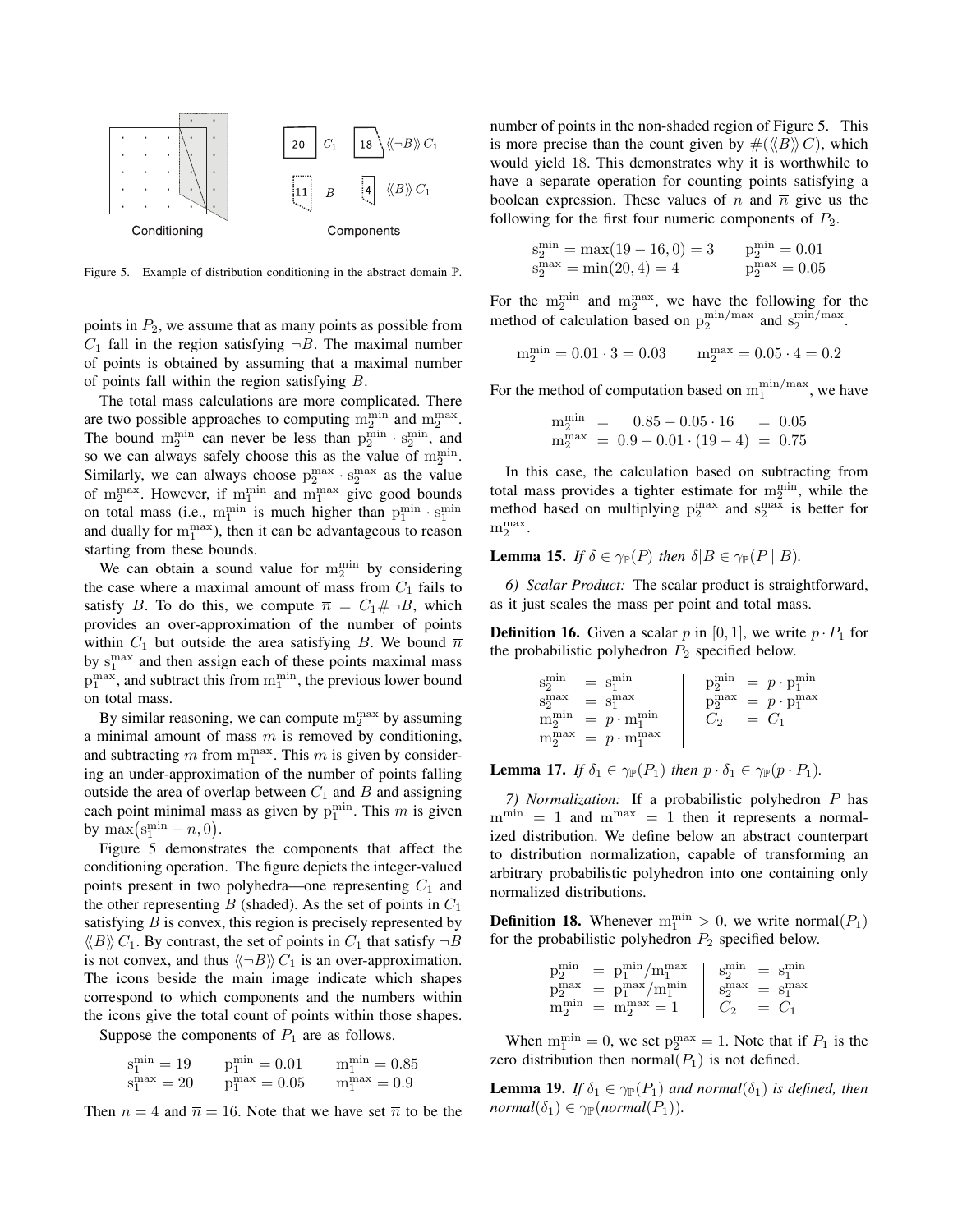Figure 5. Example of distribution conditioning in the abstract domain $\mathbb{P}$.

points in $P_2$, we assume that as many points as possible from $C_1$ fall in the region satisfying $\neg B$. The maximal number of points is obtained by assuming that a maximal number of points fall within the region satisfying $B$.

The total mass calculations are more complicated. There are two possible approaches to computing $\mathrm{m}_2^{\min}$ and $\mathrm{m}_2^{\max}$. The bound $\mathrm{m}_2^{\min}$ can never be less than $\mathrm{p}_2^{\min} \cdot \mathrm{s}_2^{\min}$, and so we can always safely choose this as the value of $\mathrm{m}_2^{\min}$. Similarly, we can always choose $\mathrm{p}_2^{\max} \cdot \mathrm{s}_2^{\max}$ as the value of $\mathrm{m}_2^{\max}$. However, if $\mathrm{m}_1^{\min}$ and $\mathrm{m}_1^{\max}$ give good bounds on total mass (i.e., $\mathrm{m}_1^{\min}$ is much higher than $\mathrm{p}_1^{\min} \cdot \mathrm{s}_1^{\min}$ and dually for $\mathrm{m}_1^{\max}$), then it can be advantageous to reason starting from these bounds.

We can obtain a sound value for $\mathrm{m}_2^{\min}$ by considering the case where a maximal amount of mass from $C_1$ fails to satisfy $B$. To do this, we compute $\overline{n} = C_1 \# \neg B$, which provides an over-approximation of the number of points within $C_1$ but outside the area satisfying $B$. We bound $\overline{n}$ by $\mathrm{s}_1^{\max}$ and then assign each of these points maximal mass $\mathrm{p}_1^{\max}$, and subtract this from $\mathrm{m}_1^{\min}$, the previous lower bound on total mass.

By similar reasoning, we can compute $\mathrm{m}_2^{\max}$ by assuming a minimal amount of mass $m$ is removed by conditioning, and subtracting $m$ from $\mathrm{m}_1^{\max}$. This $m$ is given by considering an under-approximation of the number of points falling outside the area of overlap between $C_1$ and $B$ and assigning each point minimal mass as given by $\mathrm{p}_1^{\min}$. This $m$ is given by $\max(\mathrm{s}_1^{\min} - n, 0)$.

Figure 5 demonstrates the components that affect the conditioning operation. The figure depicts the integer-valued points present in two polyhedra—one representing $C_1$ and the other representing $B$ (shaded). As the set of points in $C_1$ satisfying $B$ is convex, this region is precisely represented by $\langle\langle B \rangle\rangle\, C_1$. By contrast, the set of points in $C_1$ that satisfy $\neg B$ is not convex, and thus $\langle\langle \neg B \rangle\rangle\, C_1$ is an over-approximation. The icons beside the main image indicate which shapes correspond to which components and the numbers within the icons give the total count of points within those shapes.

Suppose the components of $P_1$ are as follows.

$$
\begin{array}{lll}
\mathrm{s}_1^{\min} = 19 & \mathrm{p}_1^{\min} = 0.01 & \mathrm{m}_1^{\min} = 0.85 \\
\mathrm{s}_1^{\max} = 20 & \mathrm{p}_1^{\max} = 0.05 & \mathrm{m}_1^{\max} = 0.9
\end{array}
$$

Then $n = 4$ and $\overline{n} = 16$. Note that we have set $\overline{n}$ to be the number of points in the non-shaded region of Figure 5. This is more precise than the count given by $\#(\langle\langle B \rangle\rangle\, C)$, which would yield 18. This demonstrates why it is worthwhile to have a separate operation for counting points satisfying a boolean expression. These values of $n$ and $\overline{n}$ give us the following for the first four numeric components of $P_2$.

$$
\begin{array}{ll}
\mathrm{s}_2^{\min} = \max(19 - 16, 0) = 3 & \mathrm{p}_2^{\min} = 0.01 \\
\mathrm{s}_2^{\max} = \min(20, 4) = 4 & \mathrm{p}_2^{\max} = 0.05
\end{array}
$$

For the $\mathrm{m}_2^{\min}$ and $\mathrm{m}_2^{\max}$, we have the following for the method of calculation based on $\mathrm{p}_2^{\min/\max}$ and $\mathrm{s}_2^{\min/\max}$.

$$
\mathrm{m}_2^{\min} = 0.01 \cdot 3 = 0.03 \qquad \mathrm{m}_2^{\max} = 0.05 \cdot 4 = 0.2
$$

For the method of computation based on $\mathrm{m}_1^{\min/\max}$, we have

$$
\begin{array}{lcll}
\mathrm{m}_2^{\min} & = & 0.85 - 0.05 \cdot 16 & = 0.05 \\
\mathrm{m}_2^{\max} & = & 0.9 - 0.01 \cdot (19 - 4) & = 0.75
\end{array}
$$

In this case, the calculation based on subtracting from total mass provides a tighter estimate for $\mathrm{m}_2^{\min}$, while the method based on multiplying $\mathrm{p}_2^{\max}$ and $\mathrm{s}_2^{\max}$ is better for $\mathrm{m}_2^{\max}$.

**Lemma 15.** *If $\delta \in \gamma_{\mathbb{P}}(P)$ then $\delta | B \in \gamma_{\mathbb{P}}(P \mid B)$.*

*6) Scalar Product:* The scalar product is straightforward, as it just scales the mass per point and total mass.

**Definition 16.** Given a scalar $p$ in $[0, 1]$, we write $p \cdot P_1$ for the probabilistic polyhedron $P_2$ specified below.

$$
\begin{array}{lcl|lcl}
\mathrm{s}_2^{\min} & = & \mathrm{s}_1^{\min} & \mathrm{p}_2^{\min} & = & p \cdot \mathrm{p}_1^{\min} \\
\mathrm{s}_2^{\max} & = & \mathrm{s}_1^{\max} & \mathrm{p}_2^{\max} & = & p \cdot \mathrm{p}_1^{\max} \\
\mathrm{m}_2^{\min} & = & p \cdot \mathrm{m}_1^{\min} & C_2 & = & C_1 \\
\mathrm{m}_2^{\max} & = & p \cdot \mathrm{m}_1^{\max} & & &
\end{array}
$$

**Lemma 17.** *If $\delta_1 \in \gamma_{\mathbb{P}}(P_1)$ then $p \cdot \delta_1 \in \gamma_{\mathbb{P}}(p \cdot P_1)$.*

*7) Normalization:* If a probabilistic polyhedron $P$ has $\mathrm{m}^{\min} = 1$ and $\mathrm{m}^{\max} = 1$ then it represents a normalized distribution. We define below an abstract counterpart to distribution normalization, capable of transforming an arbitrary probabilistic polyhedron into one containing only normalized distributions.

**Definition 18.** Whenever $\mathrm{m}_1^{\min} > 0$, we write normal$(P_1)$ for the probabilistic polyhedron $P_2$ specified below.

$$
\begin{array}{lcl|lcl}
\mathrm{p}_2^{\min} & = & \mathrm{p}_1^{\min} / \mathrm{m}_1^{\max} & \mathrm{s}_2^{\min} & = & \mathrm{s}_1^{\min} \\
\mathrm{p}_2^{\max} & = & \mathrm{p}_1^{\max} / \mathrm{m}_1^{\min} & \mathrm{s}_2^{\max} & = & \mathrm{s}_1^{\max} \\
\mathrm{m}_2^{\min} & = & \mathrm{m}_2^{\max} = 1 & C_2 & = & C_1
\end{array}
$$

When $\mathrm{m}_1^{\min} = 0$, we set $\mathrm{p}_2^{\max} = 1$. Note that if $P_1$ is the zero distribution then normal$(P_1)$ is not defined.

**Lemma 19.** *If $\delta_1 \in \gamma_{\mathbb{P}}(P_1)$ and normal$(\delta_1)$ is defined, then normal$(\delta_1) \in \gamma_{\mathbb{P}}($normal$(P_1))$.*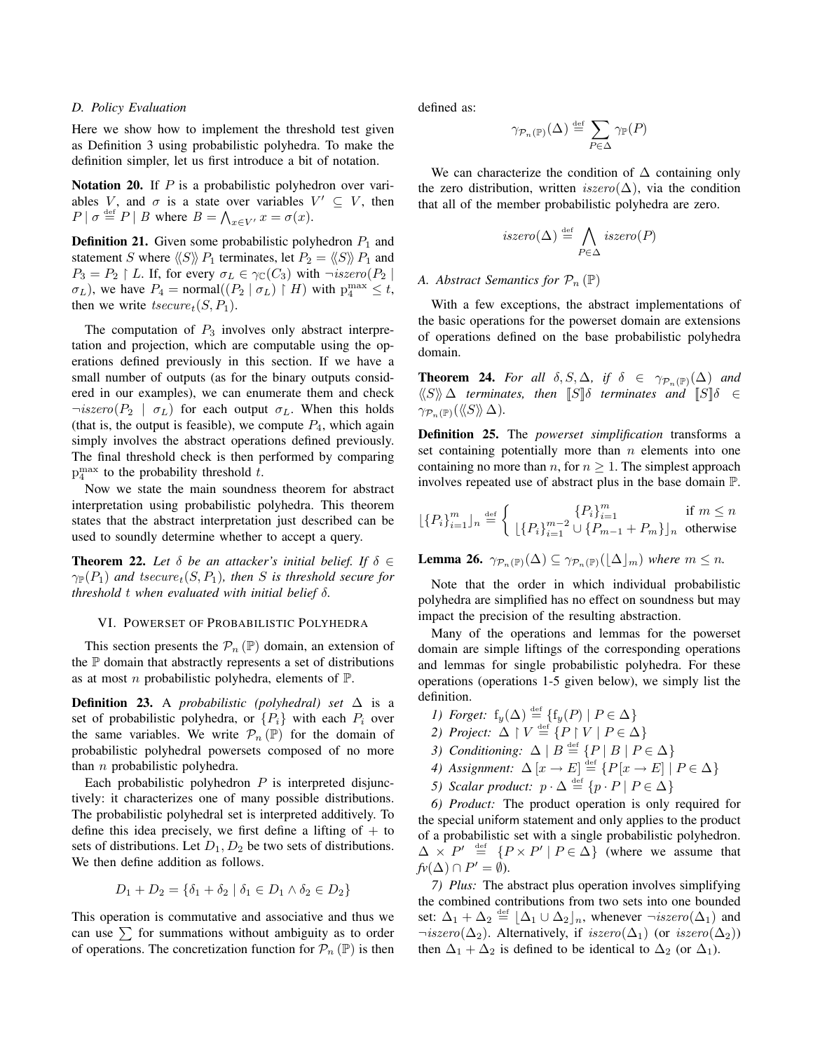### D. Policy Evaluation

Here we show how to implement the threshold test given as Definition 3 using probabilistic polyhedra. To make the definition simpler, let us first introduce a bit of notation.

**Notation 20.** If $P$ is a probabilistic polyhedron over variables $V$, and $\sigma$ is a state over variables $V' \subseteq V$, then $P \mid \sigma \stackrel{\text{def}}{=} P \mid B$ where $B = \bigwedge_{x \in V'} x = \sigma(x)$.

**Definition 21.** Given some probabilistic polyhedron $P_1$ and statement $S$ where $\langle\langle S \rangle\rangle\, P_1$ terminates, let $P_2 = \langle\langle S \rangle\rangle\, P_1$ and $P_3 = P_2 \upharpoonright L$. If, for every $\sigma_L \in \gamma_{\mathbb{C}}(C_3)$ with $\neg iszero(P_2 \mid \sigma_L)$, we have $P_4 = \text{normal}((P_2 \mid \sigma_L) \upharpoonright H)$ with $\text{p}_4^{\max} \leq t$, then we write $tsecure_t(S, P_1)$.

The computation of $P_3$ involves only abstract interpretation and projection, which are computable using the operations defined previously in this section. If we have a small number of outputs (as for the binary outputs considered in our examples), we can enumerate them and check $\neg iszero(P_2 \mid \sigma_L)$ for each output $\sigma_L$. When this holds (that is, the output is feasible), we compute $P_4$, which again simply involves the abstract operations defined previously. The final threshold check is then performed by comparing $\text{p}_4^{\max}$ to the probability threshold $t$.

Now we state the main soundness theorem for abstract interpretation using probabilistic polyhedra. This theorem states that the abstract interpretation just described can be used to soundly determine whether to accept a query.

**Theorem 22.** *Let $\delta$ be an attacker's initial belief. If $\delta \in \gamma_{\mathbb{P}}(P_1)$ and $tsecure_t(S, P_1)$, then $S$ is threshold secure for threshold $t$ when evaluated with initial belief $\delta$.*

## VI. Powerset of Probabilistic Polyhedra

This section presents the $\mathcal{P}_n(\mathbb{P})$ domain, an extension of the $\mathbb{P}$ domain that abstractly represents a set of distributions as at most $n$ probabilistic polyhedra, elements of $\mathbb{P}$.

**Definition 23.** A *probabilistic (polyhedral) set* $\Delta$ is a set of probabilistic polyhedra, or $\{P_i\}$ with each $P_i$ over the same variables. We write $\mathcal{P}_n(\mathbb{P})$ for the domain of probabilistic polyhedral powersets composed of no more than $n$ probabilistic polyhedra.

Each probabilistic polyhedron $P$ is interpreted disjunctively: it characterizes one of many possible distributions. The probabilistic polyhedral set is interpreted additively. To define this idea precisely, we first define a lifting of $+$ to sets of distributions. Let $D_1, D_2$ be two sets of distributions. We then define addition as follows.

$$D_1 + D_2 = \{\delta_1 + \delta_2 \mid \delta_1 \in D_1 \wedge \delta_2 \in D_2\}$$

This operation is commutative and associative and thus we can use $\sum$ for summations without ambiguity as to order of operations. The concretization function for $\mathcal{P}_n(\mathbb{P})$ is then defined as:

$$\gamma_{\mathcal{P}_n(\mathbb{P})}(\Delta) \stackrel{\text{def}}{=} \sum_{P \in \Delta} \gamma_{\mathbb{P}}(P)$$

We can characterize the condition of $\Delta$ containing only the zero distribution, written $iszero(\Delta)$, via the condition that all of the member probabilistic polyhedra are zero.

$$iszero(\Delta) \stackrel{\text{def}}{=} \bigwedge_{P \in \Delta} iszero(P)$$

### A. Abstract Semantics for $\mathcal{P}_n(\mathbb{P})$

With a few exceptions, the abstract implementations of the basic operations for the powerset domain are extensions of operations defined on the base probabilistic polyhedra domain.

**Theorem 24.** *For all $\delta, S, \Delta$, if $\delta \in \gamma_{\mathcal{P}_n(\mathbb{P})}(\Delta)$ and $\langle\langle S \rangle\rangle\, \Delta$ terminates, then $[\![S]\!]\delta$ terminates and $[\![S]\!]\delta \in \gamma_{\mathcal{P}_n(\mathbb{P})}(\langle\langle S \rangle\rangle\, \Delta)$.*

**Definition 25.** The *powerset simplification* transforms a set containing potentially more than $n$ elements into one containing no more than $n$, for $n \geq 1$. The simplest approach involves repeated use of abstract plus in the base domain $\mathbb{P}$.

$$\lfloor \{P_i\}_{i=1}^m \rfloor_n \stackrel{\text{def}}{=} \begin{cases} \{P_i\}_{i=1}^m & \text{if } m \leq n \\ \lfloor \{P_i\}_{i=1}^{m-2} \cup \{P_{m-1} + P_m\} \rfloor_n & \text{otherwise} \end{cases}$$

**Lemma 26.** $\gamma_{\mathcal{P}_n(\mathbb{P})}(\Delta) \subseteq \gamma_{\mathcal{P}_n(\mathbb{P})}(\lfloor \Delta \rfloor_m)$ *where $m \leq n$.*

Note that the order in which individual probabilistic polyhedra are simplified has no effect on soundness but may impact the precision of the resulting abstraction.

Many of the operations and lemmas for the powerset domain are simple liftings of the corresponding operations and lemmas for single probabilistic polyhedra. For these operations (operations 1-5 given below), we simply list the definition.

*1) Forget:* $\text{f}_y(\Delta) \stackrel{\text{def}}{=} \{\text{f}_y(P) \mid P \in \Delta\}$

*2) Project:* $\Delta \upharpoonright V \stackrel{\text{def}}{=} \{P \upharpoonright V \mid P \in \Delta\}$

*3) Conditioning:* $\Delta \mid B \stackrel{\text{def}}{=} \{P \mid B \mid P \in \Delta\}$

*4) Assignment:* $\Delta\,[x \to E] \stackrel{\text{def}}{=} \{P\,[x \to E] \mid P \in \Delta\}$

*5) Scalar product:* $p \cdot \Delta \stackrel{\text{def}}{=} \{p \cdot P \mid P \in \Delta\}$

*6) Product:* The product operation is only required for the special uniform statement and only applies to the product of a probabilistic set with a single probabilistic polyhedron. $\Delta \times P' \stackrel{\text{def}}{=} \{P \times P' \mid P \in \Delta\}$ (where we assume that $fv(\Delta) \cap P' = \emptyset$).

*7) Plus:* The abstract plus operation involves simplifying the combined contributions from two sets into one bounded set: $\Delta_1 + \Delta_2 \stackrel{\text{def}}{=} \lfloor \Delta_1 \cup \Delta_2 \rfloor_n$, whenever $\neg iszero(\Delta_1)$ and $\neg iszero(\Delta_2)$. Alternatively, if $iszero(\Delta_1)$ (or $iszero(\Delta_2)$) then $\Delta_1 + \Delta_2$ is defined to be identical to $\Delta_2$ (or $\Delta_1$).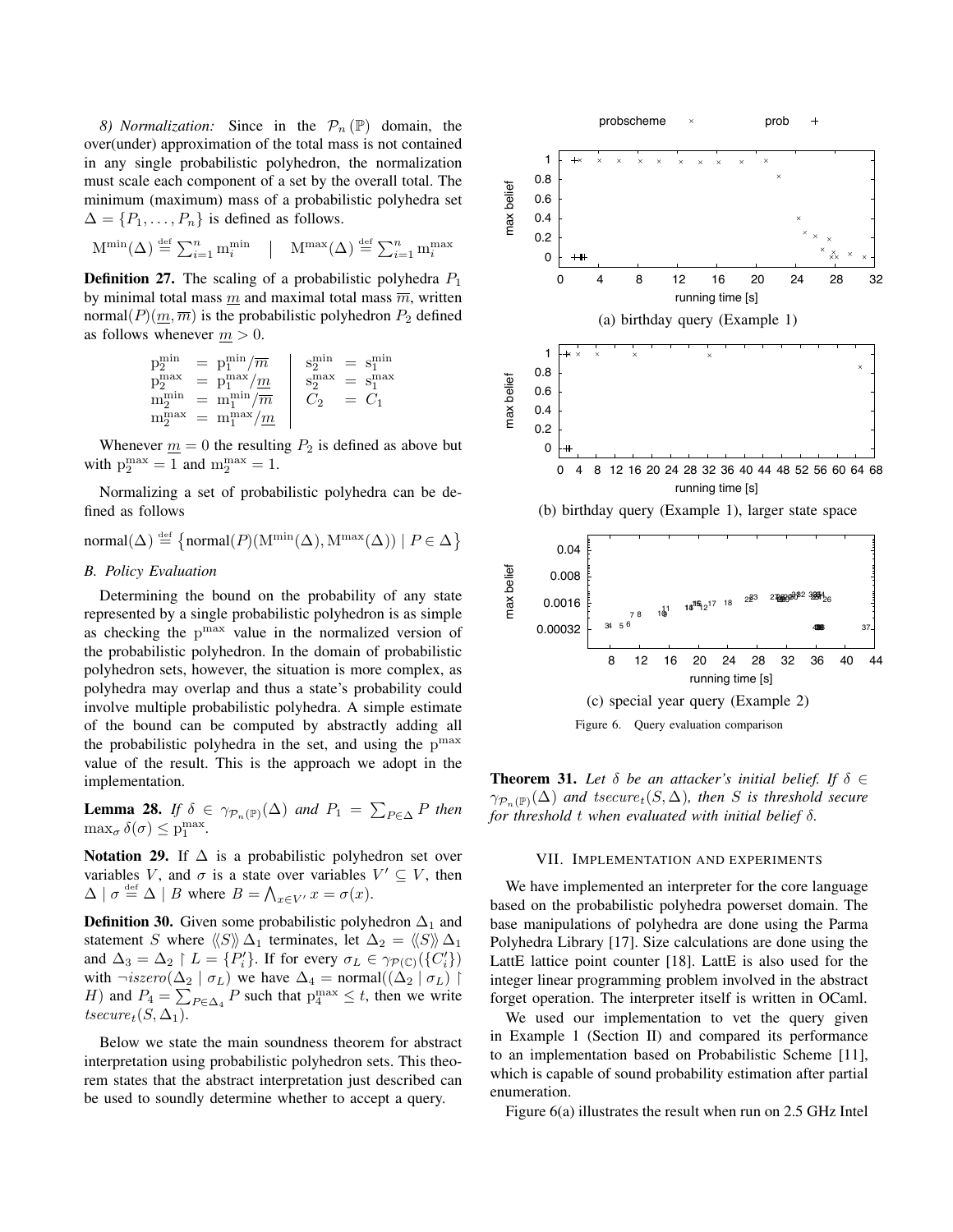*8) Normalization:* Since in the $\mathcal{P}_n(\mathbb{P})$ domain, the over(under) approximation of the total mass is not contained in any single probabilistic polyhedron, the normalization must scale each component of a set by the overall total. The minimum (maximum) mass of a probabilistic polyhedra set $\Delta = \{P_1, \ldots, P_n\}$ is defined as follows.

$$\mathrm{M}^{\min}(\Delta) \stackrel{\text{def}}{=} \sum_{i=1}^{n} \mathrm{m}_i^{\min} \quad \Big| \quad \mathrm{M}^{\max}(\Delta) \stackrel{\text{def}}{=} \sum_{i=1}^{n} \mathrm{m}_i^{\max}$$

**Definition 27.** The scaling of a probabilistic polyhedra $P_1$ by minimal total mass $\underline{m}$ and maximal total mass $\overline{m}$, written $\text{normal}(P)(\underline{m}, \overline{m})$ is the probabilistic polyhedron $P_2$ defined as follows whenever $\underline{m} > 0$.

$$\begin{array}{rcl|rcl}
\mathrm{p}_2^{\min} & = & \mathrm{p}_1^{\min}/\overline{m} & \mathrm{s}_2^{\min} & = & \mathrm{s}_1^{\min} \\
\mathrm{p}_2^{\max} & = & \mathrm{p}_1^{\max}/\underline{m} & \mathrm{s}_2^{\max} & = & \mathrm{s}_1^{\max} \\
\mathrm{m}_2^{\min} & = & \mathrm{m}_1^{\min}/\overline{m} & C_2 & = & C_1 \\
\mathrm{m}_2^{\max} & = & \mathrm{m}_1^{\max}/\underline{m} & & &
\end{array}$$

Whenever $\underline{m} = 0$ the resulting $P_2$ is defined as above but with $\mathrm{p}_2^{\max} = 1$ and $\mathrm{m}_2^{\max} = 1$.

Normalizing a set of probabilistic polyhedra can be defined as follows

$$\text{normal}(\Delta) \stackrel{\text{def}}{=} \left\{ \text{normal}(P)(\mathrm{M}^{\min}(\Delta), \mathrm{M}^{\max}(\Delta)) \mid P \in \Delta \right\}$$

### B. Policy Evaluation

Determining the bound on the probability of any state represented by a single probabilistic polyhedron is as simple as checking the $\mathrm{p}^{\max}$ value in the normalized version of the probabilistic polyhedron. In the domain of probabilistic polyhedron sets, however, the situation is more complex, as polyhedra may overlap and thus a state's probability could involve multiple probabilistic polyhedra. A simple estimate of the bound can be computed by abstractly adding all the probabilistic polyhedra in the set, and using the $\mathrm{p}^{\max}$ value of the result. This is the approach we adopt in the implementation.

**Lemma 28.** *If $\delta \in \gamma_{\mathcal{P}_n(\mathbb{P})}(\Delta)$ and $P_1 = \sum_{P \in \Delta} P$ then $\max_\sigma \delta(\sigma) \leq \mathrm{p}_1^{\max}$.*

**Notation 29.** If $\Delta$ is a probabilistic polyhedron set over variables $V$, and $\sigma$ is a state over variables $V' \subseteq V$, then $\Delta \mid \sigma \stackrel{\text{def}}{=} \Delta \mid B$ where $B = \bigwedge_{x \in V'} x = \sigma(x)$.

**Definition 30.** Given some probabilistic polyhedron $\Delta_1$ and statement $S$ where $\langle\langle S \rangle\rangle \Delta_1$ terminates, let $\Delta_2 = \langle\langle S \rangle\rangle \Delta_1$ and $\Delta_3 = \Delta_2 \upharpoonright L = \{P_i'\}$. If for every $\sigma_L \in \gamma_{\mathcal{P}(\mathbb{C})}(\{C_i'\})$ with $\neg iszero(\Delta_2 \mid \sigma_L)$ we have $\Delta_4 = \text{normal}((\Delta_2 \mid \sigma_L) \upharpoonright H)$ and $P_4 = \sum_{P \in \Delta_4} P$ such that $\mathrm{p}_4^{\max} \leq t$, then we write $tsecure_t(S, \Delta_1)$.

Below we state the main soundness theorem for abstract interpretation using probabilistic polyhedron sets. This theorem states that the abstract interpretation just described can be used to soundly determine whether to accept a query.

(a) birthday query (Example 1)

(b) birthday query (Example 1), larger state space

(c) special year query (Example 2)

Figure 6. Query evaluation comparison

**Theorem 31.** *Let $\delta$ be an attacker's initial belief. If $\delta \in \gamma_{\mathcal{P}_n(\mathbb{P})}(\Delta)$ and $tsecure_t(S, \Delta)$, then $S$ is threshold secure for threshold $t$ when evaluated with initial belief $\delta$.*

## VII. Implementation and experiments

We have implemented an interpreter for the core language based on the probabilistic polyhedra powerset domain. The base manipulations of polyhedra are done using the Parma Polyhedra Library [17]. Size calculations are done using the LattE lattice point counter [18]. LattE is also used for the integer linear programming problem involved in the abstract forget operation. The interpreter itself is written in OCaml.

We used our implementation to vet the query given in Example 1 (Section II) and compared its performance to an implementation based on Probabilistic Scheme [11], which is capable of sound probability estimation after partial enumeration.

Figure 6(a) illustrates the result when run on 2.5 GHz Intel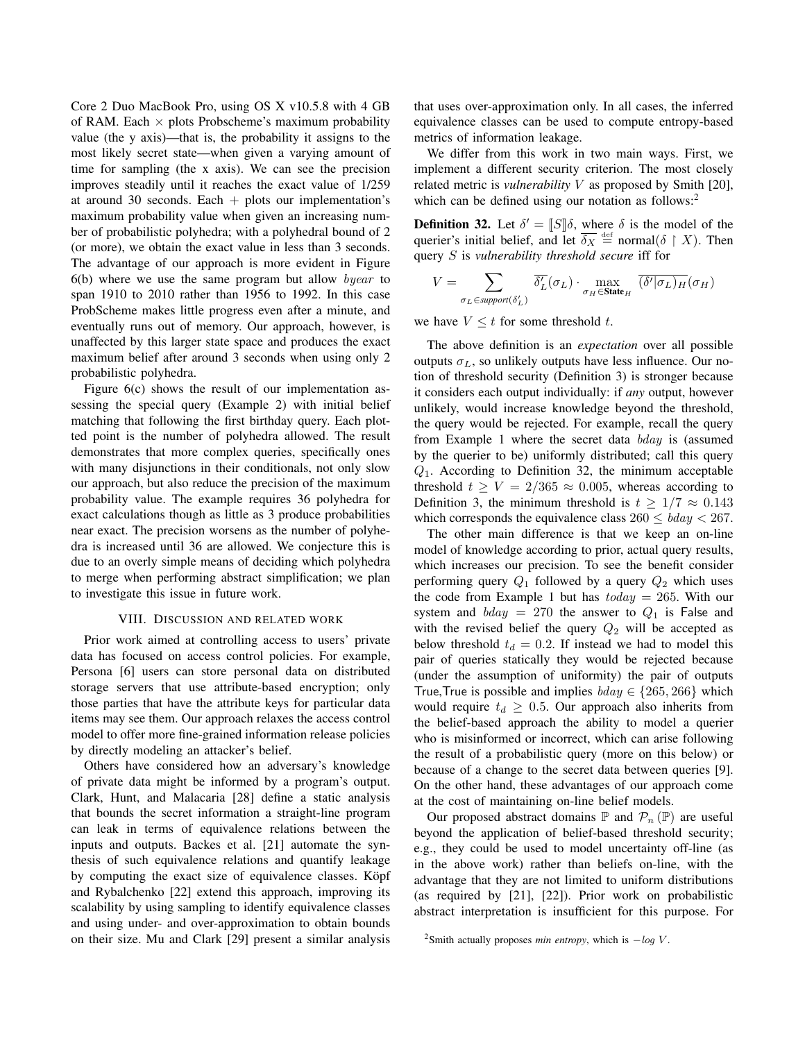Core 2 Duo MacBook Pro, using OS X v10.5.8 with 4 GB of RAM. Each $\times$ plots Probscheme's maximum probability value (the y axis)—that is, the probability it assigns to the most likely secret state—when given a varying amount of time for sampling (the x axis). We can see the precision improves steadily until it reaches the exact value of 1/259 at around 30 seconds. Each $+$ plots our implementation's maximum probability value when given an increasing number of probabilistic polyhedra; with a polyhedral bound of 2 (or more), we obtain the exact value in less than 3 seconds. The advantage of our approach is more evident in Figure 6(b) where we use the same program but allow $byear$ to span 1910 to 2010 rather than 1956 to 1992. In this case ProbScheme makes little progress even after a minute, and eventually runs out of memory. Our approach, however, is unaffected by this larger state space and produces the exact maximum belief after around 3 seconds when using only 2 probabilistic polyhedra.

Figure 6(c) shows the result of our implementation assessing the special query (Example 2) with initial belief matching that following the first birthday query. Each plotted point is the number of polyhedra allowed. The result demonstrates that more complex queries, specifically ones with many disjunctions in their conditionals, not only slow our approach, but also reduce the precision of the maximum probability value. The example requires 36 polyhedra for exact calculations though as little as 3 produce probabilities near exact. The precision worsens as the number of polyhedra is increased until 36 are allowed. We conjecture this is due to an overly simple means of deciding which polyhedra to merge when performing abstract simplification; we plan to investigate this issue in future work.

## VIII. Discussion and related work

Prior work aimed at controlling access to users' private data has focused on access control policies. For example, Persona [6] users can store personal data on distributed storage servers that use attribute-based encryption; only those parties that have the attribute keys for particular data items may see them. Our approach relaxes the access control model to offer more fine-grained information release policies by directly modeling an attacker's belief.

Others have considered how an adversary's knowledge of private data might be informed by a program's output. Clark, Hunt, and Malacaria [28] define a static analysis that bounds the secret information a straight-line program can leak in terms of equivalence relations between the inputs and outputs. Backes et al. [21] automate the synthesis of such equivalence relations and quantify leakage by computing the exact size of equivalence classes. Köpf and Rybalchenko [22] extend this approach, improving its scalability by using sampling to identify equivalence classes and using under- and over-approximation to obtain bounds on their size. Mu and Clark [29] present a similar analysis that uses over-approximation only. In all cases, the inferred equivalence classes can be used to compute entropy-based metrics of information leakage.

We differ from this work in two main ways. First, we implement a different security criterion. The most closely related metric is *vulnerability* $V$ as proposed by Smith [20], which can be defined using our notation as follows:[2]

**Definition 32.** Let $\delta' = [\![S]\!]\delta$, where $\delta$ is the model of the querier's initial belief, and let $\overline{\delta_X} \stackrel{\text{def}}{=} \text{normal}(\delta \upharpoonright X)$. Then query $S$ is *vulnerability threshold secure* iff for

$$V = \sum_{\sigma_L \in support(\overline{\delta'_L})} \overline{\delta'_L}(\sigma_L) \cdot \max_{\sigma_H \in \textbf{State}_H} \overline{(\delta'|\sigma_L)_H}(\sigma_H)$$

we have $V \leq t$ for some threshold $t$.

The above definition is an *expectation* over all possible outputs $\sigma_L$, so unlikely outputs have less influence. Our notion of threshold security (Definition 3) is stronger because it considers each output individually: if *any* output, however unlikely, would increase knowledge beyond the threshold, the query would be rejected. For example, recall the query from Example 1 where the secret data $bday$ is (assumed by the querier to be) uniformly distributed; call this query $Q_1$. According to Definition 32, the minimum acceptable threshold $t \geq V = 2/365 \approx 0.005$, whereas according to Definition 3, the minimum threshold is $t \geq 1/7 \approx 0.143$ which corresponds the equivalence class $260 \leq bday < 267$.

The other main difference is that we keep an on-line model of knowledge according to prior, actual query results, which increases our precision. To see the benefit consider performing query $Q_1$ followed by a query $Q_2$ which uses the code from Example 1 but has $today = 265$. With our system and $bday = 270$ the answer to $Q_1$ is False and with the revised belief the query $Q_2$ will be accepted as below threshold $t_d = 0.2$. If instead we had to model this pair of queries statically they would be rejected because (under the assumption of uniformity) the pair of outputs True,True is possible and implies $bday \in \{265, 266\}$ which would require $t_d \geq 0.5$. Our approach also inherits from the belief-based approach the ability to model a querier who is misinformed or incorrect, which can arise following the result of a probabilistic query (more on this below) or because of a change to the secret data between queries [9]. On the other hand, these advantages of our approach come at the cost of maintaining on-line belief models.

Our proposed abstract domains $\mathbb{P}$ and $\mathcal{P}_n(\mathbb{P})$ are useful beyond the application of belief-based threshold security; e.g., they could be used to model uncertainty off-line (as in the above work) rather than beliefs on-line, with the advantage that they are not limited to uniform distributions (as required by [21], [22]). Prior work on probabilistic abstract interpretation is insufficient for this purpose. For

[2] Smith actually proposes *min entropy*, which is $-log\ V$.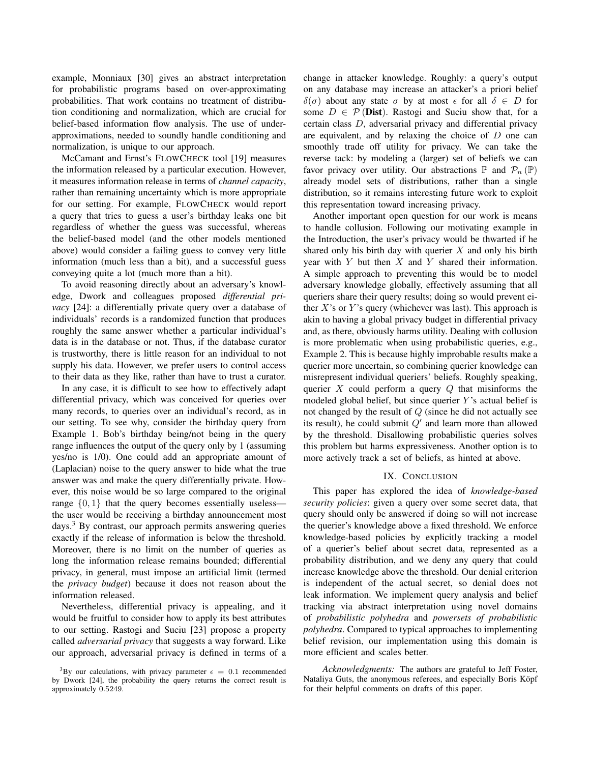example, Monniaux [30] gives an abstract interpretation for probabilistic programs based on over-approximating probabilities. That work contains no treatment of distribution conditioning and normalization, which are crucial for belief-based information flow analysis. The use of under-approximations, needed to soundly handle conditioning and normalization, is unique to our approach.

McCamant and Ernst's FLOWCHECK tool [19] measures the information released by a particular execution. However, it measures information release in terms of *channel capacity*, rather than remaining uncertainty which is more appropriate for our setting. For example, FLOWCHECK would report a query that tries to guess a user's birthday leaks one bit regardless of whether the guess was successful, whereas the belief-based model (and the other models mentioned above) would consider a failing guess to convey very little information (much less than a bit), and a successful guess conveying quite a lot (much more than a bit).

To avoid reasoning directly about an adversary's knowledge, Dwork and colleagues proposed *differential privacy* [24]: a differentially private query over a database of individuals' records is a randomized function that produces roughly the same answer whether a particular individual's data is in the database or not. Thus, if the database curator is trustworthy, there is little reason for an individual to not supply his data. However, we prefer users to control access to their data as they like, rather than have to trust a curator.

In any case, it is difficult to see how to effectively adapt differential privacy, which was conceived for queries over many records, to queries over an individual's record, as in our setting. To see why, consider the birthday query from Example 1. Bob's birthday being/not being in the query range influences the output of the query only by 1 (assuming yes/no is 1/0). One could add an appropriate amount of (Laplacian) noise to the query answer to hide what the true answer was and make the query differentially private. However, this noise would be so large compared to the original range $\{0, 1\}$ that the query becomes essentially useless—the user would be receiving a birthday announcement most days.[3] By contrast, our approach permits answering queries exactly if the release of information is below the threshold. Moreover, there is no limit on the number of queries as long the information release remains bounded; differential privacy, in general, must impose an artificial limit (termed the *privacy budget*) because it does not reason about the information released.

Nevertheless, differential privacy is appealing, and it would be fruitful to consider how to apply its best attributes to our setting. Rastogi and Suciu [23] propose a property called *adversarial privacy* that suggests a way forward. Like our approach, adversarial privacy is defined in terms of a change in attacker knowledge. Roughly: a query's output on any database may increase an attacker's a priori belief $\delta(\sigma)$ about any state $\sigma$ by at most $\epsilon$ for all $\delta \in D$ for some $D \in \mathcal{P}(\mathbf{Dist})$. Rastogi and Suciu show that, for a certain class $D$, adversarial privacy and differential privacy are equivalent, and by relaxing the choice of $D$ one can smoothly trade off utility for privacy. We can take the reverse tack: by modeling a (larger) set of beliefs we can favor privacy over utility. Our abstractions $\mathbb{P}$ and $\mathcal{P}_n(\mathbb{P})$ already model sets of distributions, rather than a single distribution, so it remains interesting future work to exploit this representation toward increasing privacy.

Another important open question for our work is means to handle collusion. Following our motivating example in the Introduction, the user's privacy would be thwarted if he shared only his birth day with querier $X$ and only his birth year with $Y$ but then $X$ and $Y$ shared their information. A simple approach to preventing this would be to model adversary knowledge globally, effectively assuming that all queriers share their query results; doing so would prevent either $X$'s or $Y$'s query (whichever was last). This approach is akin to having a global privacy budget in differential privacy and, as there, obviously harms utility. Dealing with collusion is more problematic when using probabilistic queries, e.g., Example 2. This is because highly improbable results make a querier more uncertain, so combining querier knowledge can misrepresent individual queriers' beliefs. Roughly speaking, querier $X$ could perform a query $Q$ that misinforms the modeled global belief, but since querier $Y$'s actual belief is not changed by the result of $Q$ (since he did not actually see its result), he could submit $Q'$ and learn more than allowed by the threshold. Disallowing probabilistic queries solves this problem but harms expressiveness. Another option is to more actively track a set of beliefs, as hinted at above.

## IX. CONCLUSION

This paper has explored the idea of *knowledge-based security policies*: given a query over some secret data, that query should only be answered if doing so will not increase the querier's knowledge above a fixed threshold. We enforce knowledge-based policies by explicitly tracking a model of a querier's belief about secret data, represented as a probability distribution, and we deny any query that could increase knowledge above the threshold. Our denial criterion is independent of the actual secret, so denial does not leak information. We implement query analysis and belief tracking via abstract interpretation using novel domains of *probabilistic polyhedra* and *powersets of probabilistic polyhedra*. Compared to typical approaches to implementing belief revision, our implementation using this domain is more efficient and scales better.

*Acknowledgments:* The authors are grateful to Jeff Foster, Nataliya Guts, the anonymous referees, and especially Boris Köpf for their helpful comments on drafts of this paper.

[3] By our calculations, with privacy parameter $\epsilon = 0.1$ recommended by Dwork [24], the probability the query returns the correct result is approximately 0.5249.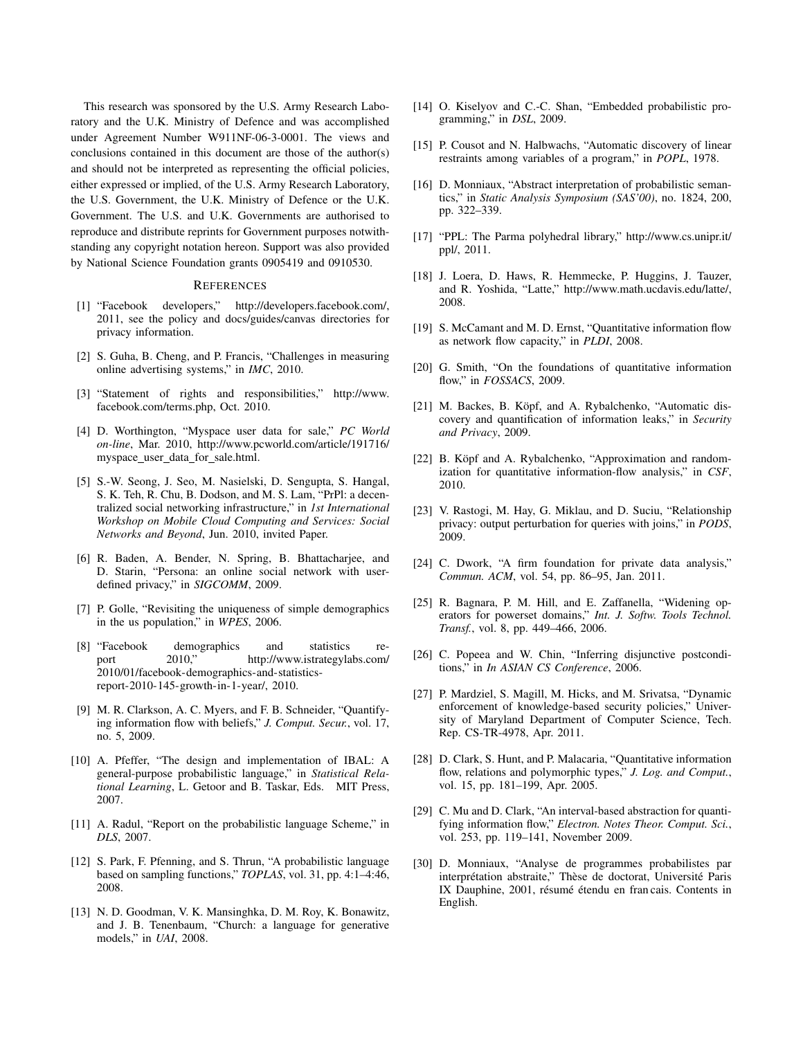This research was sponsored by the U.S. Army Research Laboratory and the U.K. Ministry of Defence and was accomplished under Agreement Number W911NF-06-3-0001. The views and conclusions contained in this document are those of the author(s) and should not be interpreted as representing the official policies, either expressed or implied, of the U.S. Army Research Laboratory, the U.S. Government, the U.K. Ministry of Defence or the U.K. Government. The U.S. and U.K. Governments are authorised to reproduce and distribute reprints for Government purposes notwithstanding any copyright notation hereon. Support was also provided by National Science Foundation grants 0905419 and 0910530.

## References

[1] "Facebook developers," http://developers.facebook.com/, 2011, see the policy and docs/guides/canvas directories for privacy information.

[2] S. Guha, B. Cheng, and P. Francis, "Challenges in measuring online advertising systems," in *IMC*, 2010.

[3] "Statement of rights and responsibilities," http://www.facebook.com/terms.php, Oct. 2010.

[4] D. Worthington, "Myspace user data for sale," *PC World on-line*, Mar. 2010, http://www.pcworld.com/article/191716/myspace_user_data_for_sale.html.

[5] S.-W. Seong, J. Seo, M. Nasielski, D. Sengupta, S. Hangal, S. K. Teh, R. Chu, B. Dodson, and M. S. Lam, "PrPl: a decentralized social networking infrastructure," in *1st International Workshop on Mobile Cloud Computing and Services: Social Networks and Beyond*, Jun. 2010, invited Paper.

[6] R. Baden, A. Bender, N. Spring, B. Bhattacharjee, and D. Starin, "Persona: an online social network with user-defined privacy," in *SIGCOMM*, 2009.

[7] P. Golle, "Revisiting the uniqueness of simple demographics in the us population," in *WPES*, 2006.

[8] "Facebook demographics and statistics report 2010," http://www.istrategylabs.com/2010/01/facebook-demographics-and-statistics-report-2010-145-growth-in-1-year/, 2010.

[9] M. R. Clarkson, A. C. Myers, and F. B. Schneider, "Quantifying information flow with beliefs," *J. Comput. Secur.*, vol. 17, no. 5, 2009.

[10] A. Pfeffer, "The design and implementation of IBAL: A general-purpose probabilistic language," in *Statistical Relational Learning*, L. Getoor and B. Taskar, Eds. MIT Press, 2007.

[11] A. Radul, "Report on the probabilistic language Scheme," in *DLS*, 2007.

[12] S. Park, F. Pfenning, and S. Thrun, "A probabilistic language based on sampling functions," *TOPLAS*, vol. 31, pp. 4:1–4:46, 2008.

[13] N. D. Goodman, V. K. Mansinghka, D. M. Roy, K. Bonawitz, and J. B. Tenenbaum, "Church: a language for generative models," in *UAI*, 2008.

[14] O. Kiselyov and C.-C. Shan, "Embedded probabilistic programming," in *DSL*, 2009.

[15] P. Cousot and N. Halbwachs, "Automatic discovery of linear restraints among variables of a program," in *POPL*, 1978.

[16] D. Monniaux, "Abstract interpretation of probabilistic semantics," in *Static Analysis Symposium (SAS'00)*, no. 1824, 200, pp. 322–339.

[17] "PPL: The Parma polyhedral library," http://www.cs.unipr.it/ppl/, 2011.

[18] J. Loera, D. Haws, R. Hemmecke, P. Huggins, J. Tauzer, and R. Yoshida, "Latte," http://www.math.ucdavis.edu/latte/, 2008.

[19] S. McCamant and M. D. Ernst, "Quantitative information flow as network flow capacity," in *PLDI*, 2008.

[20] G. Smith, "On the foundations of quantitative information flow," in *FOSSACS*, 2009.

[21] M. Backes, B. Köpf, and A. Rybalchenko, "Automatic discovery and quantification of information leaks," in *Security and Privacy*, 2009.

[22] B. Köpf and A. Rybalchenko, "Approximation and randomization for quantitative information-flow analysis," in *CSF*, 2010.

[23] V. Rastogi, M. Hay, G. Miklau, and D. Suciu, "Relationship privacy: output perturbation for queries with joins," in *PODS*, 2009.

[24] C. Dwork, "A firm foundation for private data analysis," *Commun. ACM*, vol. 54, pp. 86–95, Jan. 2011.

[25] R. Bagnara, P. M. Hill, and E. Zaffanella, "Widening operators for powerset domains," *Int. J. Softw. Tools Technol. Transf.*, vol. 8, pp. 449–466, 2006.

[26] C. Popeea and W. Chin, "Inferring disjunctive postconditions," in *In ASIAN CS Conference*, 2006.

[27] P. Mardziel, S. Magill, M. Hicks, and M. Srivatsa, "Dynamic enforcement of knowledge-based security policies," University of Maryland Department of Computer Science, Tech. Rep. CS-TR-4978, Apr. 2011.

[28] D. Clark, S. Hunt, and P. Malacaria, "Quantitative information flow, relations and polymorphic types," *J. Log. and Comput.*, vol. 15, pp. 181–199, Apr. 2005.

[29] C. Mu and D. Clark, "An interval-based abstraction for quantifying information flow," *Electron. Notes Theor. Comput. Sci.*, vol. 253, pp. 119–141, November 2009.

[30] D. Monniaux, "Analyse de programmes probabilistes par interprétation abstraite," Thèse de doctorat, Université Paris IX Dauphine, 2001, résumé étendu en francais. Contents in English.